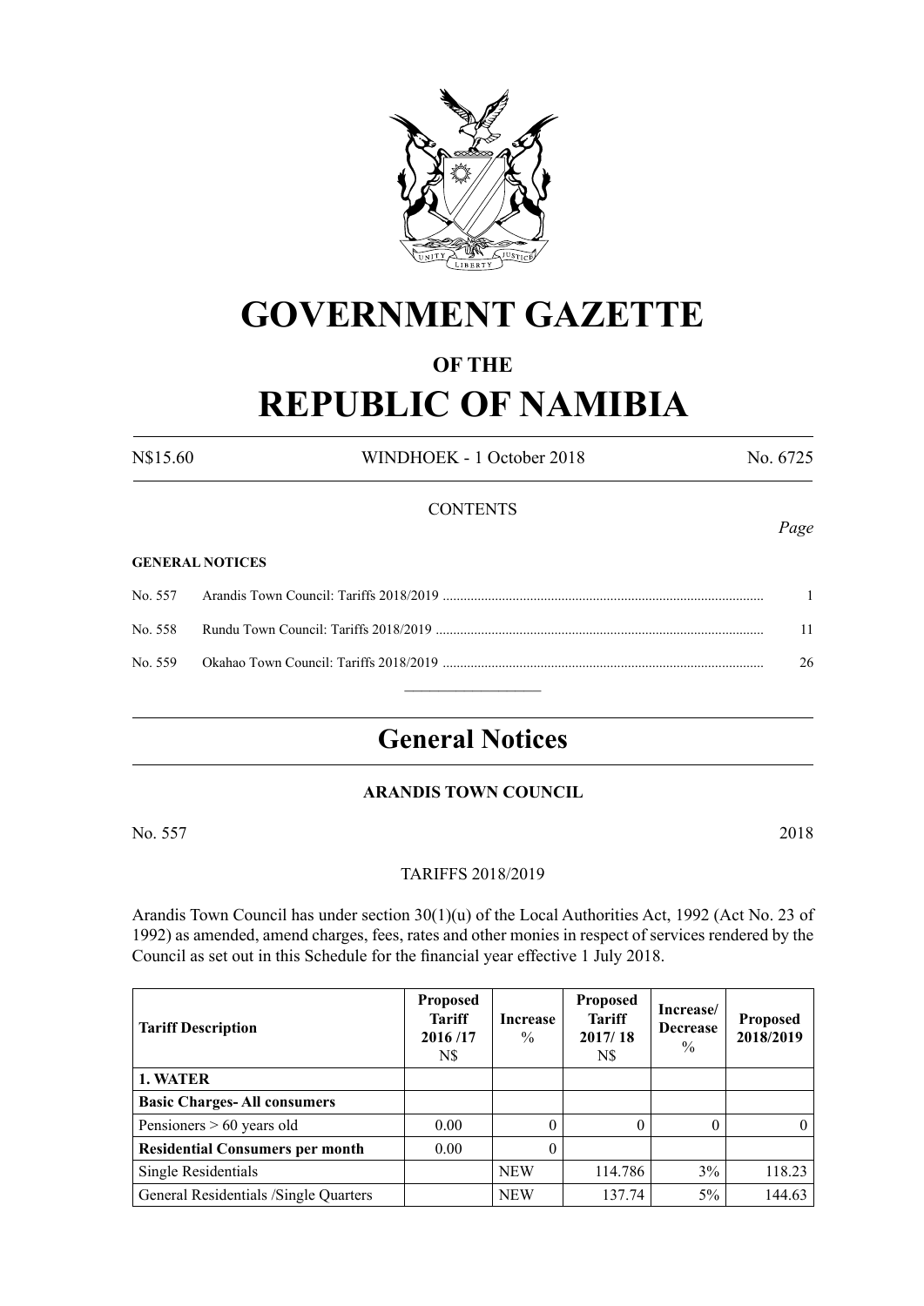# GOVERNMENT GAZETTE

## OF THE

# REPUBLIC OF NAMIBIA

N$15.60 WINDHOEK - 1 October 2018 No. 6725

CONTENTS

*Page*

**GENERAL NOTICES**

| | | |
|---|---|---|
| No. 557 | Arandis Town Council: Tariffs 2018/2019 | 1 |
| No. 558 | Rundu Town Council: Tariffs 2018/2019 | 11 |
| No. 559 | Okahao Town Council: Tariffs 2018/2019 | 26 |

## General Notices

### ARANDIS TOWN COUNCIL

No. 557 2018

TARIFFS 2018/2019

Arandis Town Council has under section 30(1)(u) of the Local Authorities Act, 1992 (Act No. 23 of 1992) as amended, amend charges, fees, rates and other monies in respect of services rendered by the Council as set out in this Schedule for the financial year effective 1 July 2018.

| Tariff Description | Proposed Tariff 2016 /17 N$ | Increase % | Proposed Tariff 2017/ 18 N$ | Increase/ Decrease % | Proposed 2018/2019 |
|---|---|---|---|---|---|
| **1. WATER** | | | | | |
| **Basic Charges- All consumers** | | | | | |
| Pensioners > 60 years old | 0.00 | 0 | 0 | 0 | 0 |
| **Residential Consumers per month** | 0.00 | 0 | | | |
| Single Residentials | | NEW | 114.786 | 3% | 118.23 |
| General Residentials /Single Quarters | | NEW | 137.74 | 5% | 144.63 |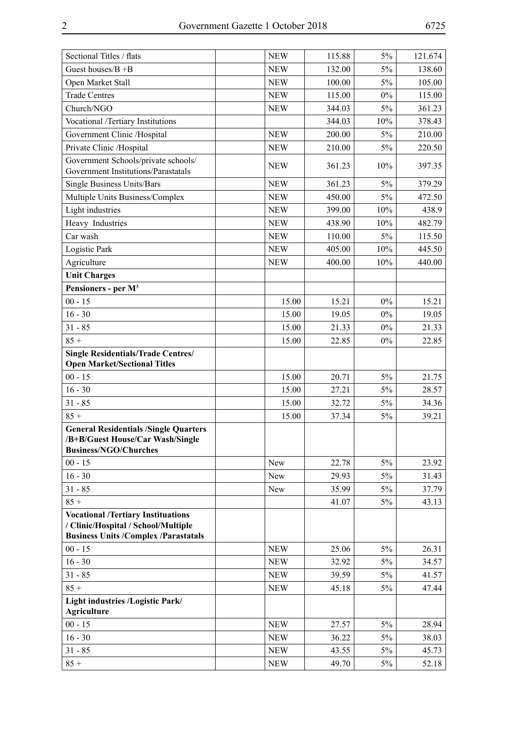| | | | | | |
|---|---|---|---|---|---|
| Sectional Titles / flats | | NEW | 115.88 | 5% | 121.674 |
| Guest houses/B +B | | NEW | 132.00 | 5% | 138.60 |
| Open Market Stall | | NEW | 100.00 | 5% | 105.00 |
| Trade Centres | | NEW | 115.00 | 0% | 115.00 |
| Church/NGO | | NEW | 344.03 | 5% | 361.23 |
| Vocational /Tertiary Institutions | | | 344.03 | 10% | 378.43 |
| Government Clinic /Hospital | | NEW | 200.00 | 5% | 210.00 |
| Private Clinic /Hospital | | NEW | 210.00 | 5% | 220.50 |
| Government Schools/private schools/ Government Institutions/Parastatals | | NEW | 361.23 | 10% | 397.35 |
| Single Business Units/Bars | | NEW | 361.23 | 5% | 379.29 |
| Multiple Units Business/Complex | | NEW | 450.00 | 5% | 472.50 |
| Light industries | | NEW | 399.00 | 10% | 438.9 |
| Heavy Industries | | NEW | 438.90 | 10% | 482.79 |
| Car wash | | NEW | 110.00 | 5% | 115.50 |
| Logistic Park | | NEW | 405.00 | 10% | 445.50 |
| Agriculture | | NEW | 400.00 | 10% | 440.00 |
| **Unit Charges** | | | | | |
| **Pensioners - per M$^3$** | | | | | |
| 00 - 15 | | 15.00 | 15.21 | 0% | 15.21 |
| 16 - 30 | | 15.00 | 19.05 | 0% | 19.05 |
| 31 - 85 | | 15.00 | 21.33 | 0% | 21.33 |
| 85 + | | 15.00 | 22.85 | 0% | 22.85 |
| **Single Residentials/Trade Centres/ Open Market/Sectional Titles** | | | | | |
| 00 - 15 | | 15.00 | 20.71 | 5% | 21.75 |
| 16 - 30 | | 15.00 | 27.21 | 5% | 28.57 |
| 31 - 85 | | 15.00 | 32.72 | 5% | 34.36 |
| 85 + | | 15.00 | 37.34 | 5% | 39.21 |
| **General Residentials /Single Quarters /B+B/Guest House/Car Wash/Single Business/NGO/Churches** | | | | | |
| 00 - 15 | | New | 22.78 | 5% | 23.92 |
| 16 - 30 | | New | 29.93 | 5% | 31.43 |
| 31 - 85 | | New | 35.99 | 5% | 37.79 |
| 85 + | | | 41.07 | 5% | 43.13 |
| **Vocational /Tertiary Instituations / Clinic/Hospital / School/Multiple Business Units /Complex /Parastatals** | | | | | |
| 00 - 15 | | NEW | 25.06 | 5% | 26.31 |
| 16 - 30 | | NEW | 32.92 | 5% | 34.57 |
| 31 - 85 | | NEW | 39.59 | 5% | 41.57 |
| 85 + | | NEW | 45.18 | 5% | 47.44 |
| **Light industries /Logistic Park/ Agriculture** | | | | | |
| 00 - 15 | | NEW | 27.57 | 5% | 28.94 |
| 16 - 30 | | NEW | 36.22 | 5% | 38.03 |
| 31 - 85 | | NEW | 43.55 | 5% | 45.73 |
| 85 + | | NEW | 49.70 | 5% | 52.18 |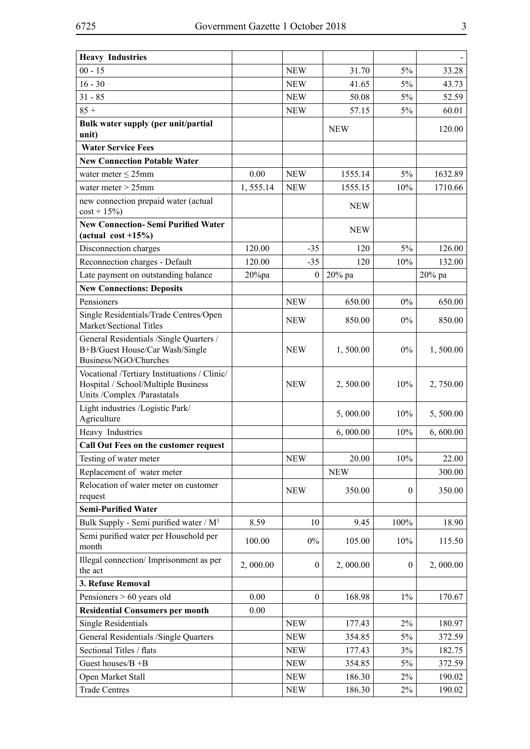| Heavy Industries | | | | | - |
|---|---|---|---|---|---|
| 00 - 15 | | NEW | 31.70 | 5% | 33.28 |
| 16 - 30 | | NEW | 41.65 | 5% | 43.73 |
| 31 - 85 | | NEW | 50.08 | 5% | 52.59 |
| 85 + | | NEW | 57.15 | 5% | 60.01 |
| **Bulk water supply (per unit/partial unit)** | | | NEW | | 120.00 |
| **Water Service Fees** | | | | | |
| **New Connection Potable Water** | | | | | |
| water meter ≤ 25mm | 0.00 | NEW | 1555.14 | 5% | 1632.89 |
| water meter > 25mm | 1, 555.14 | NEW | 1555.15 | 10% | 1710.66 |
| new connection prepaid water (actual cost + 15%) | | | NEW | | |
| **New Connection- Semi Purified Water (actual cost +15%)** | | | NEW | | |
| Disconnection charges | 120.00 | -35 | 120 | 5% | 126.00 |
| Reconnection charges - Default | 120.00 | -35 | 120 | 10% | 132.00 |
| Late payment on outstanding balance | 20%pa | 0 | 20% pa | | 20% pa |
| **New Connections: Deposits** | | | | | |
| Pensioners | | NEW | 650.00 | 0% | 650.00 |
| Single Residentials/Trade Centres/Open Market/Sectional Titles | | NEW | 850.00 | 0% | 850.00 |
| General Residentials /Single Quarters / B+B/Guest House/Car Wash/Single Business/NGO/Churches | | NEW | 1, 500.00 | 0% | 1, 500.00 |
| Vocational /Tertiary Instituations / Clinic/ Hospital / School/Multiple Business Units /Complex /Parastatals | | NEW | 2, 500.00 | 10% | 2, 750.00 |
| Light industries /Logistic Park/ Agriculture | | | 5, 000.00 | 10% | 5, 500.00 |
| Heavy Industries | | | 6, 000.00 | 10% | 6, 600.00 |
| **Call Out Fees on the customer request** | | | | | |
| Testing of water meter | | NEW | 20.00 | 10% | 22.00 |
| Replacement of water meter | | | NEW | | 300.00 |
| Relocation of water meter on customer request | | NEW | 350.00 | 0 | 350.00 |
| **Semi-Purified Water** | | | | | |
| Bulk Supply - Semi purified water / M$^3$ | 8.59 | 10 | 9.45 | 100% | 18.90 |
| Semi purified water per Household per month | 100.00 | 0% | 105.00 | 10% | 115.50 |
| Illegal connection/ Imprisonment as per the act | 2, 000.00 | 0 | 2, 000.00 | 0 | 2, 000.00 |
| **3. Refuse Removal** | | | | | |
| Pensioners > 60 years old | 0.00 | 0 | 168.98 | 1% | 170.67 |
| **Residential Consumers per month** | 0.00 | | | | |
| Single Residentials | | NEW | 177.43 | 2% | 180.97 |
| General Residentials /Single Quarters | | NEW | 354.85 | 5% | 372.59 |
| Sectional Titles / flats | | NEW | 177.43 | 3% | 182.75 |
| Guest houses/B +B | | NEW | 354.85 | 5% | 372.59 |
| Open Market Stall | | NEW | 186.30 | 2% | 190.02 |
| Trade Centres | | NEW | 186.30 | 2% | 190.02 |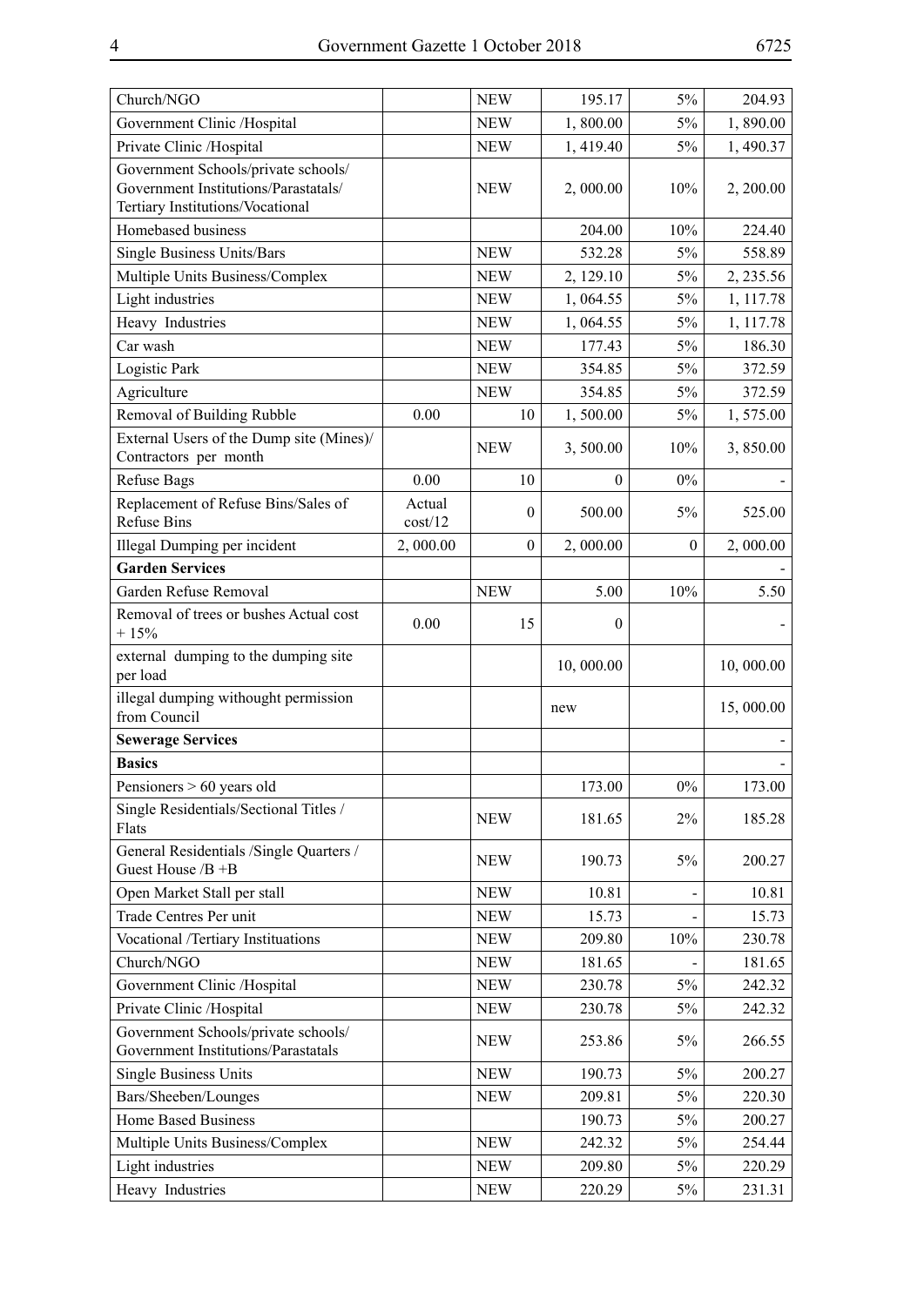| Church/NGO | | NEW | 195.17 | 5% | 204.93 |
|---|---|---|---|---|---|
| Government Clinic /Hospital | | NEW | 1, 800.00 | 5% | 1, 890.00 |
| Private Clinic /Hospital | | NEW | 1, 419.40 | 5% | 1, 490.37 |
| Government Schools/private schools/ Government Institutions/Parastatals/ Tertiary Institutions/Vocational | | NEW | 2, 000.00 | 10% | 2, 200.00 |
| Homebased business | | | 204.00 | 10% | 224.40 |
| Single Business Units/Bars | | NEW | 532.28 | 5% | 558.89 |
| Multiple Units Business/Complex | | NEW | 2, 129.10 | 5% | 2, 235.56 |
| Light industries | | NEW | 1, 064.55 | 5% | 1, 117.78 |
| Heavy Industries | | NEW | 1, 064.55 | 5% | 1, 117.78 |
| Car wash | | NEW | 177.43 | 5% | 186.30 |
| Logistic Park | | NEW | 354.85 | 5% | 372.59 |
| Agriculture | | NEW | 354.85 | 5% | 372.59 |
| Removal of Building Rubble | 0.00 | 10 | 1, 500.00 | 5% | 1, 575.00 |
| External Users of the Dump site (Mines)/ Contractors per month | | NEW | 3, 500.00 | 10% | 3, 850.00 |
| Refuse Bags | 0.00 | 10 | 0 | 0% | - |
| Replacement of Refuse Bins/Sales of Refuse Bins | Actual cost/12 | 0 | 500.00 | 5% | 525.00 |
| Illegal Dumping per incident | 2, 000.00 | 0 | 2, 000.00 | 0 | 2, 000.00 |
| **Garden Services** | | | | | - |
| Garden Refuse Removal | | NEW | 5.00 | 10% | 5.50 |
| Removal of trees or bushes Actual cost + 15% | 0.00 | 15 | 0 | | - |
| external dumping to the dumping site per load | | | 10, 000.00 | | 10, 000.00 |
| illegal dumping withought permission from Council | | | new | | 15, 000.00 |
| **Sewerage Services** | | | | | - |
| **Basics** | | | | | - |
| Pensioners > 60 years old | | | 173.00 | 0% | 173.00 |
| Single Residentials/Sectional Titles / Flats | | NEW | 181.65 | 2% | 185.28 |
| General Residentials /Single Quarters / Guest House /B +B | | NEW | 190.73 | 5% | 200.27 |
| Open Market Stall per stall | | NEW | 10.81 | - | 10.81 |
| Trade Centres Per unit | | NEW | 15.73 | - | 15.73 |
| Vocational /Tertiary Instituations | | NEW | 209.80 | 10% | 230.78 |
| Church/NGO | | NEW | 181.65 | - | 181.65 |
| Government Clinic /Hospital | | NEW | 230.78 | 5% | 242.32 |
| Private Clinic /Hospital | | NEW | 230.78 | 5% | 242.32 |
| Government Schools/private schools/ Government Institutions/Parastatals | | NEW | 253.86 | 5% | 266.55 |
| Single Business Units | | NEW | 190.73 | 5% | 200.27 |
| Bars/Sheeben/Lounges | | NEW | 209.81 | 5% | 220.30 |
| Home Based Business | | | 190.73 | 5% | 200.27 |
| Multiple Units Business/Complex | | NEW | 242.32 | 5% | 254.44 |
| Light industries | | NEW | 209.80 | 5% | 220.29 |
| Heavy Industries | | NEW | 220.29 | 5% | 231.31 |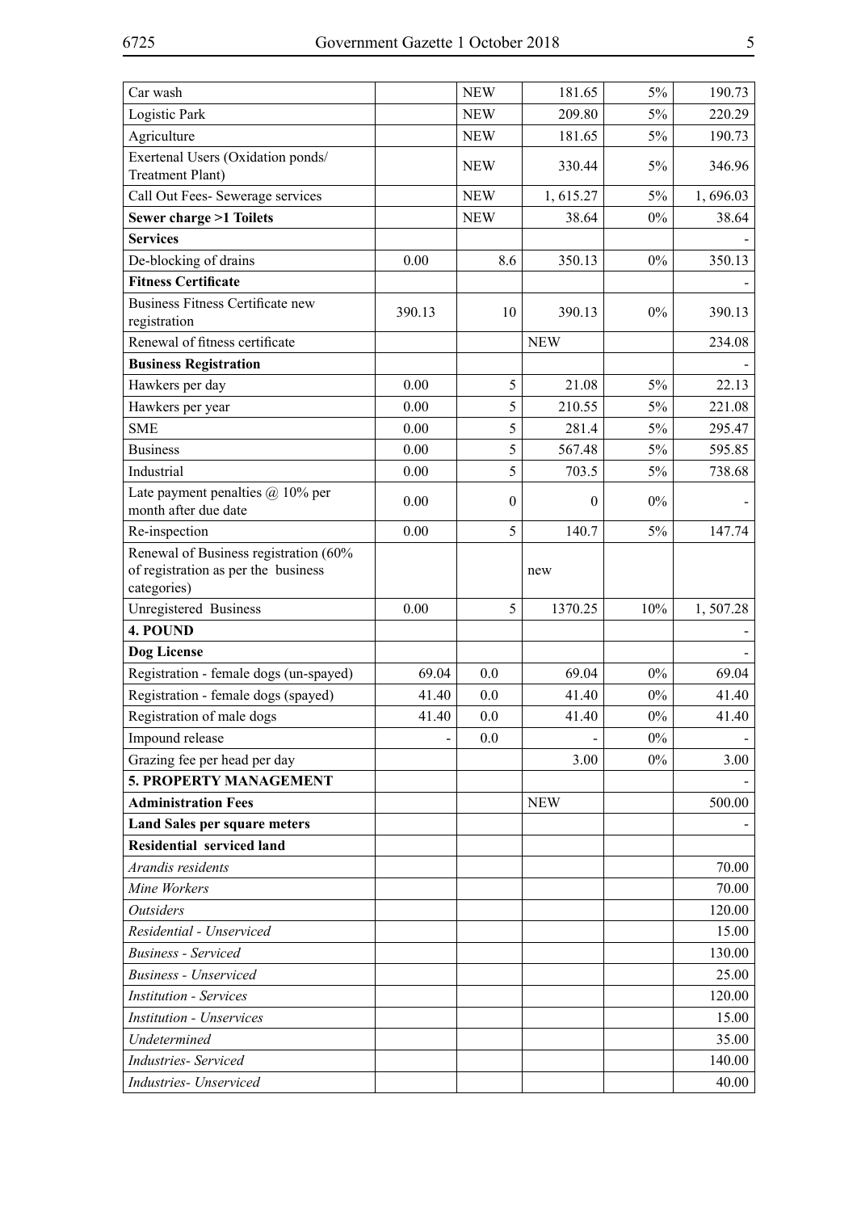| | | | | | |
|---|---|---|---|---|---|
| Car wash | | NEW | 181.65 | 5% | 190.73 |
| Logistic Park | | NEW | 209.80 | 5% | 220.29 |
| Agriculture | | NEW | 181.65 | 5% | 190.73 |
| Exertenal Users (Oxidation ponds/ Treatment Plant) | | NEW | 330.44 | 5% | 346.96 |
| Call Out Fees- Sewerage services | | NEW | 1, 615.27 | 5% | 1, 696.03 |
| **Sewer charge >1 Toilets** | | NEW | 38.64 | 0% | 38.64 |
| **Services** | | | | | - |
| De-blocking of drains | 0.00 | 8.6 | 350.13 | 0% | 350.13 |
| **Fitness Certificate** | | | | | - |
| Business Fitness Certificate new registration | 390.13 | 10 | 390.13 | 0% | 390.13 |
| Renewal of fitness certificate | | | NEW | | 234.08 |
| **Business Registration** | | | | | - |
| Hawkers per day | 0.00 | 5 | 21.08 | 5% | 22.13 |
| Hawkers per year | 0.00 | 5 | 210.55 | 5% | 221.08 |
| SME | 0.00 | 5 | 281.4 | 5% | 295.47 |
| Business | 0.00 | 5 | 567.48 | 5% | 595.85 |
| Industrial | 0.00 | 5 | 703.5 | 5% | 738.68 |
| Late payment penalties @ 10% per month after due date | 0.00 | 0 | 0 | 0% | - |
| Re-inspection | 0.00 | 5 | 140.7 | 5% | 147.74 |
| Renewal of Business registration (60% of registration as per the business categories) | | | new | | |
| Unregistered Business | 0.00 | 5 | 1370.25 | 10% | 1, 507.28 |
| **4. POUND** | | | | | - |
| **Dog License** | | | | | - |
| Registration - female dogs (un-spayed) | 69.04 | 0.0 | 69.04 | 0% | 69.04 |
| Registration - female dogs (spayed) | 41.40 | 0.0 | 41.40 | 0% | 41.40 |
| Registration of male dogs | 41.40 | 0.0 | 41.40 | 0% | 41.40 |
| Impound release | - | 0.0 | - | 0% | - |
| Grazing fee per head per day | | | 3.00 | 0% | 3.00 |
| **5. PROPERTY MANAGEMENT** | | | | | - |
| **Administration Fees** | | | NEW | | 500.00 |
| **Land Sales per square meters** | | | | | - |
| **Residential serviced land** | | | | | |
| *Arandis residents* | | | | | 70.00 |
| *Mine Workers* | | | | | 70.00 |
| *Outsiders* | | | | | 120.00 |
| *Residential - Unserviced* | | | | | 15.00 |
| *Business - Serviced* | | | | | 130.00 |
| *Business - Unserviced* | | | | | 25.00 |
| *Institution - Services* | | | | | 120.00 |
| *Institution - Unservices* | | | | | 15.00 |
| *Undetermined* | | | | | 35.00 |
| *Industries- Serviced* | | | | | 140.00 |
| *Industries- Unserviced* | | | | | 40.00 |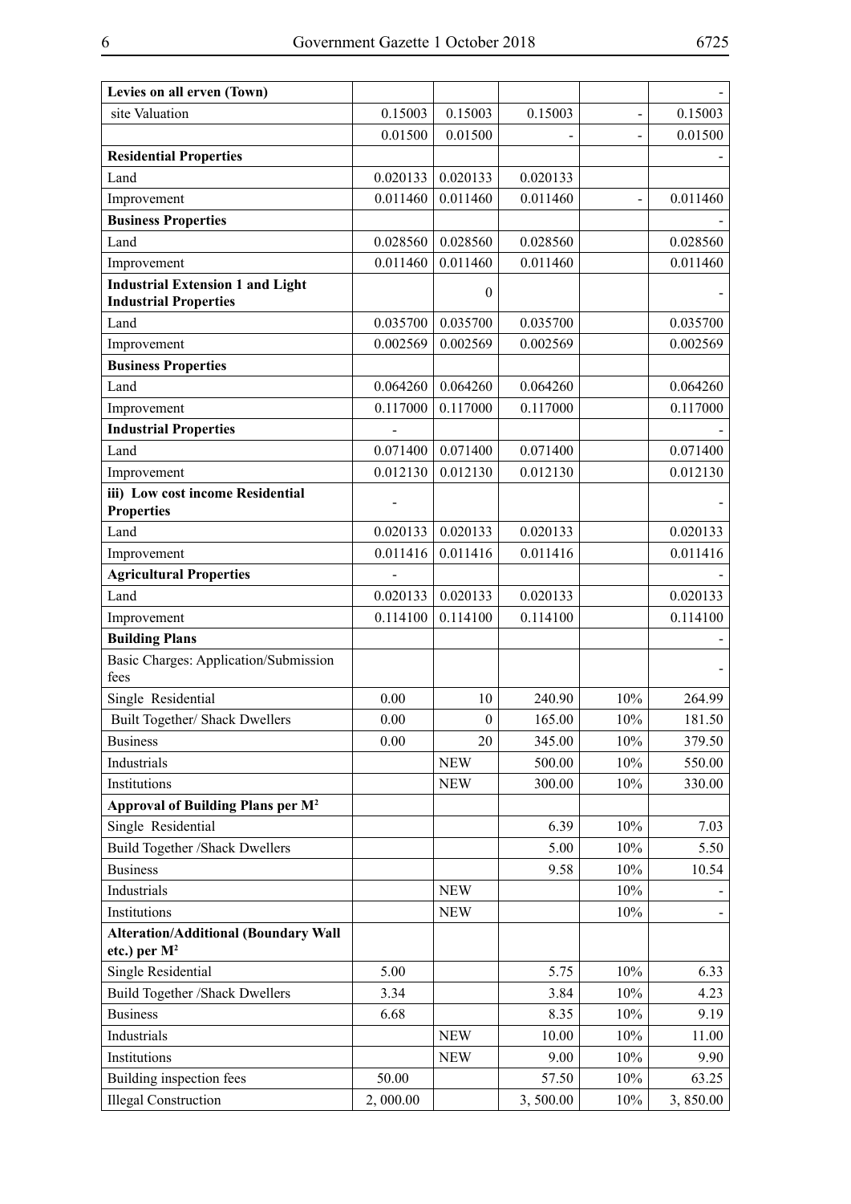| Levies on all erven (Town) | | | | | - |
|---|---|---|---|---|---|
| site Valuation | 0.15003 | 0.15003 | 0.15003 | - | 0.15003 |
| | 0.01500 | 0.01500 | - | - | 0.01500 |
| **Residential Properties** | | | | | - |
| Land | 0.020133 | 0.020133 | 0.020133 | | |
| Improvement | 0.011460 | 0.011460 | 0.011460 | - | 0.011460 |
| **Business Properties** | | | | | - |
| Land | 0.028560 | 0.028560 | 0.028560 | | 0.028560 |
| Improvement | 0.011460 | 0.011460 | 0.011460 | | 0.011460 |
| **Industrial Extension 1 and Light Industrial Properties** | | 0 | | | - |
| Land | 0.035700 | 0.035700 | 0.035700 | | 0.035700 |
| Improvement | 0.002569 | 0.002569 | 0.002569 | | 0.002569 |
| **Business Properties** | | | | | |
| Land | 0.064260 | 0.064260 | 0.064260 | | 0.064260 |
| Improvement | 0.117000 | 0.117000 | 0.117000 | | 0.117000 |
| **Industrial Properties** | - | | | | - |
| Land | 0.071400 | 0.071400 | 0.071400 | | 0.071400 |
| Improvement | 0.012130 | 0.012130 | 0.012130 | | 0.012130 |
| **iii) Low cost income Residential Properties** | - | | | | - |
| Land | 0.020133 | 0.020133 | 0.020133 | | 0.020133 |
| Improvement | 0.011416 | 0.011416 | 0.011416 | | 0.011416 |
| **Agricultural Properties** | - | | | | - |
| Land | 0.020133 | 0.020133 | 0.020133 | | 0.020133 |
| Improvement | 0.114100 | 0.114100 | 0.114100 | | 0.114100 |
| **Building Plans** | | | | | - |
| Basic Charges: Application/Submission fees | | | | | - |
| Single Residential | 0.00 | 10 | 240.90 | 10% | 264.99 |
| Built Together/ Shack Dwellers | 0.00 | 0 | 165.00 | 10% | 181.50 |
| Business | 0.00 | 20 | 345.00 | 10% | 379.50 |
| Industrials | | NEW | 500.00 | 10% | 550.00 |
| Institutions | | NEW | 300.00 | 10% | 330.00 |
| **Approval of Building Plans per $M^2$** | | | | | |
| Single Residential | | | 6.39 | 10% | 7.03 |
| Build Together /Shack Dwellers | | | 5.00 | 10% | 5.50 |
| Business | | | 9.58 | 10% | 10.54 |
| Industrials | | NEW | | 10% | - |
| Institutions | | NEW | | 10% | - |
| **Alteration/Additional (Boundary Wall etc.) per $M^2$** | | | | | |
| Single Residential | 5.00 | | 5.75 | 10% | 6.33 |
| Build Together /Shack Dwellers | 3.34 | | 3.84 | 10% | 4.23 |
| Business | 6.68 | | 8.35 | 10% | 9.19 |
| Industrials | | NEW | 10.00 | 10% | 11.00 |
| Institutions | | NEW | 9.00 | 10% | 9.90 |
| Building inspection fees | 50.00 | | 57.50 | 10% | 63.25 |
| Illegal Construction | 2, 000.00 | | 3, 500.00 | 10% | 3, 850.00 |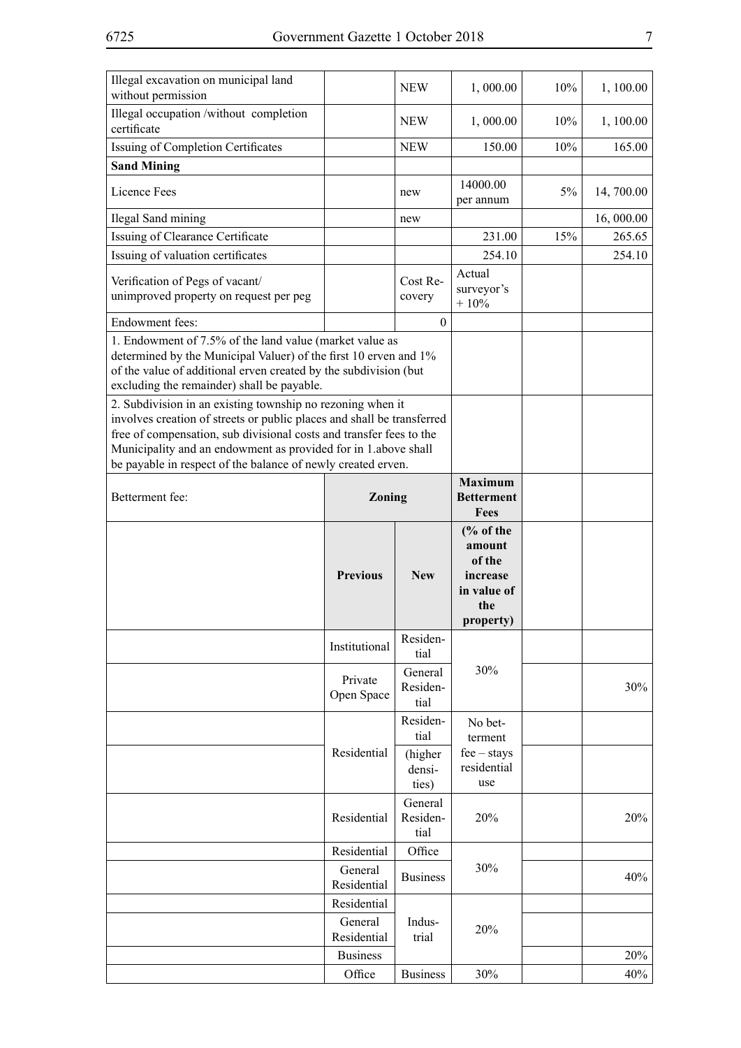| | | | | | |
|---|---|---|---|---|---|
| Illegal excavation on municipal land without permission | | NEW | 1, 000.00 | 10% | 1, 100.00 |
| Illegal occupation /without completion certificate | | NEW | 1, 000.00 | 10% | 1, 100.00 |
| Issuing of Completion Certificates | | NEW | 150.00 | 10% | 165.00 |
| **Sand Mining** | | | | | |
| Licence Fees | | new | 14000.00 per annum | 5% | 14, 700.00 |
| Ilegal Sand mining | | new | | | 16, 000.00 |
| Issuing of Clearance Certificate | | | 231.00 | 15% | 265.65 |
| Issuing of valuation certificates | | | 254.10 | | 254.10 |
| Verification of Pegs of vacant/ unimproved property on request per peg | | Cost Recovery | Actual surveyor's + 10% | | |
| Endowment fees: | | 0 | | | |
| 1. Endowment of 7.5% of the land value (market value as determined by the Municipal Valuer) of the first 10 erven and 1% of the value of additional erven created by the subdivision (but excluding the remainder) shall be payable. | | | | | |
| 2. Subdivision in an existing township no rezoning when it involves creation of streets or public places and shall be transferred free of compensation, sub divisional costs and transfer fees to the Municipality and an endowment as provided for in 1.above shall be payable in respect of the balance of newly created erven. | | | | | |
| Betterment fee: | **Zoning** | | **Maximum Betterment Fees** | | |
| | **Previous** | **New** | **(% of the amount of the increase in value of the property)** | | |
| | Institutional | Residential | 30% | | |
| | Private Open Space | General Residential | | | 30% |
| | Residential | Residential | No betterment fee – stays residential use | | |
| | | (higher densities) | | | |
| | Residential | General Residential | 20% | | 20% |
| | Residential | Office | 30% | | |
| | General Residential | Business | | | 40% |
| | Residential | Industrial | 20% | | |
| | General Residential | | | | |
| | Business | | | | 20% |
| | Office | Business | 30% | | 40% |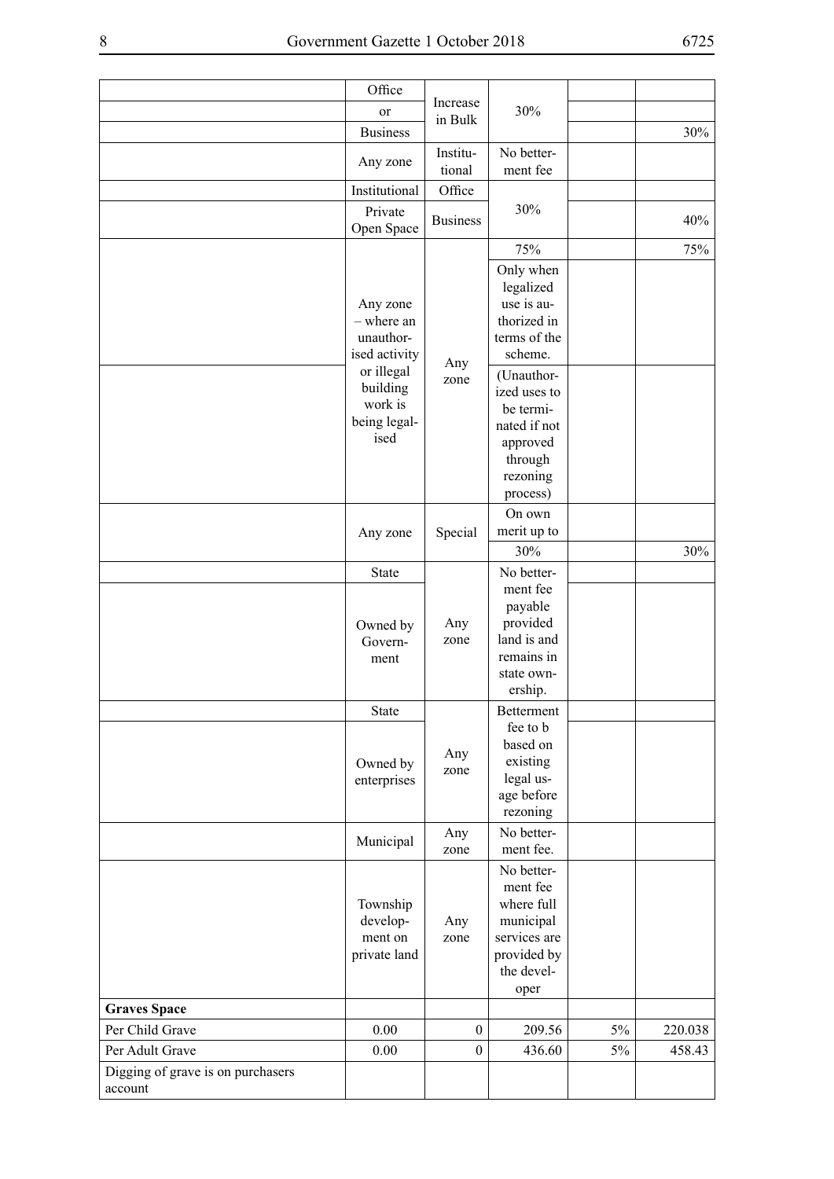| | | | | | |
|---|---|---|---|---|---|
| | Office or Business | Increase in Bulk | 30% | | 30% |
| | Any zone | Institutional | No betterment fee | | |
| | Institutional | Office | 30% | | |
| | Private Open Space | Business | | | 40% |
| | Any zone – where an unauthorised activity or illegal building work is being legalised | Any zone | 75% | | 75% |
| | | | Only when legalized use is authorized in terms of the scheme. | | |
| | | | (Unauthorized uses to be terminated if not approved through rezoning process) | | |
| | Any zone | Special | On own merit up to | | |
| | | | 30% | | 30% |
| | State | Any zone | No betterment fee payable provided land is and remains in state ownership. | | |
| | Owned by Government | | | | |
| | State | Any zone | Betterment fee to b based on existing legal usage before rezoning | | |
| | Owned by enterprises | | | | |
| | Municipal | Any zone | No betterment fee. | | |
| | Township development on private land | Any zone | No betterment fee where full municipal services are provided by the developer | | |
| **Graves Space** | | | | | |
| Per Child Grave | 0.00 | 0 | 209.56 | 5% | 220.038 |
| Per Adult Grave | 0.00 | 0 | 436.60 | 5% | 458.43 |
| Digging of grave is on purchasers account | | | | | |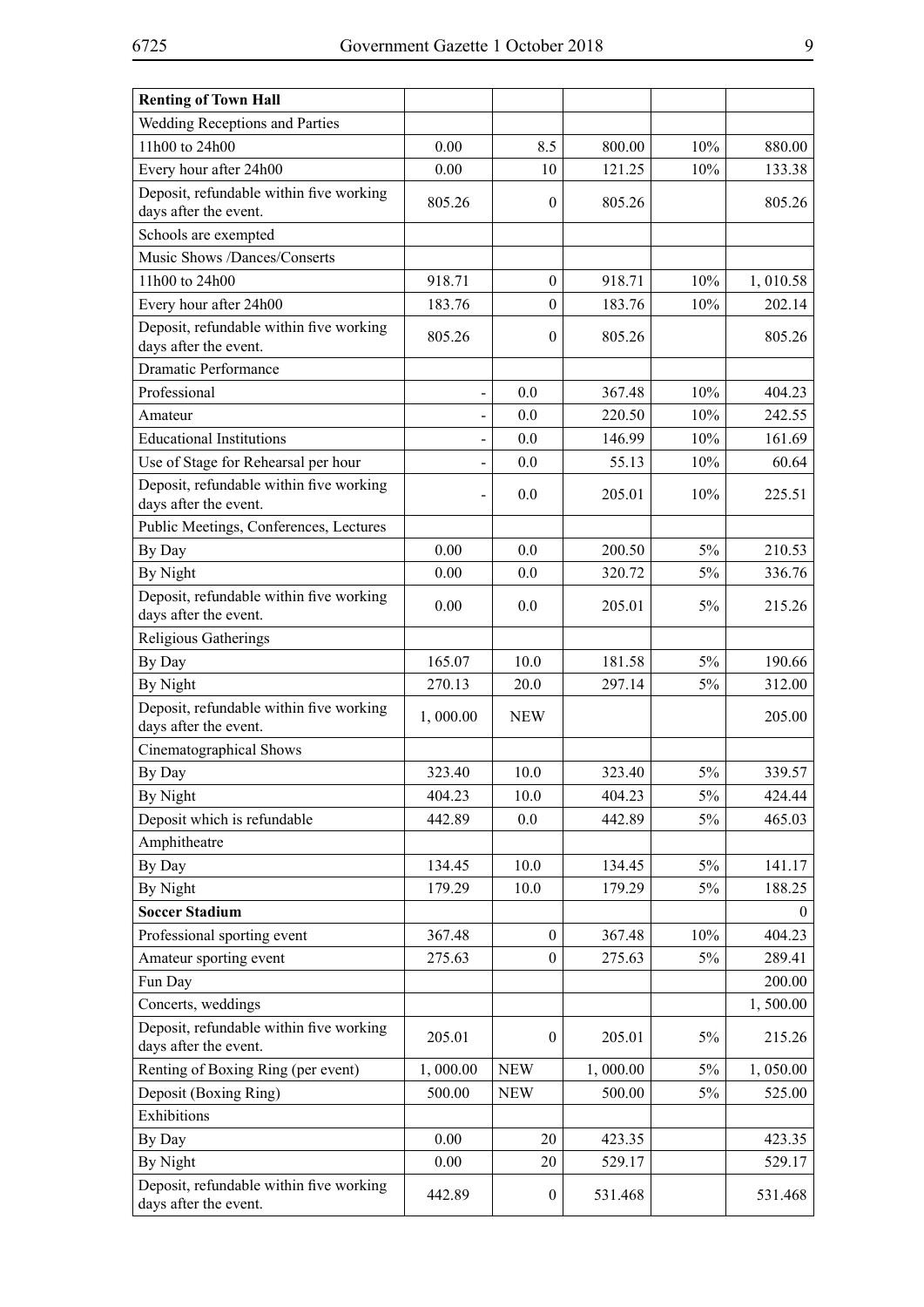| **Renting of Town Hall** | | | | | |
|---|---|---|---|---|---|
| Wedding Receptions and Parties | | | | | |
| 11h00 to 24h00 | 0.00 | 8.5 | 800.00 | 10% | 880.00 |
| Every hour after 24h00 | 0.00 | 10 | 121.25 | 10% | 133.38 |
| Deposit, refundable within five working days after the event. | 805.26 | 0 | 805.26 | | 805.26 |
| Schools are exempted | | | | | |
| Music Shows /Dances/Conserts | | | | | |
| 11h00 to 24h00 | 918.71 | 0 | 918.71 | 10% | 1, 010.58 |
| Every hour after 24h00 | 183.76 | 0 | 183.76 | 10% | 202.14 |
| Deposit, refundable within five working days after the event. | 805.26 | 0 | 805.26 | | 805.26 |
| Dramatic Performance | | | | | |
| Professional | - | 0.0 | 367.48 | 10% | 404.23 |
| Amateur | - | 0.0 | 220.50 | 10% | 242.55 |
| Educational Institutions | - | 0.0 | 146.99 | 10% | 161.69 |
| Use of Stage for Rehearsal per hour | - | 0.0 | 55.13 | 10% | 60.64 |
| Deposit, refundable within five working days after the event. | - | 0.0 | 205.01 | 10% | 225.51 |
| Public Meetings, Conferences, Lectures | | | | | |
| By Day | 0.00 | 0.0 | 200.50 | 5% | 210.53 |
| By Night | 0.00 | 0.0 | 320.72 | 5% | 336.76 |
| Deposit, refundable within five working days after the event. | 0.00 | 0.0 | 205.01 | 5% | 215.26 |
| Religious Gatherings | | | | | |
| By Day | 165.07 | 10.0 | 181.58 | 5% | 190.66 |
| By Night | 270.13 | 20.0 | 297.14 | 5% | 312.00 |
| Deposit, refundable within five working days after the event. | 1, 000.00 | NEW | | | 205.00 |
| Cinematographical Shows | | | | | |
| By Day | 323.40 | 10.0 | 323.40 | 5% | 339.57 |
| By Night | 404.23 | 10.0 | 404.23 | 5% | 424.44 |
| Deposit which is refundable | 442.89 | 0.0 | 442.89 | 5% | 465.03 |
| Amphitheatre | | | | | |
| By Day | 134.45 | 10.0 | 134.45 | 5% | 141.17 |
| By Night | 179.29 | 10.0 | 179.29 | 5% | 188.25 |
| **Soccer Stadium** | | | | | 0 |
| Professional sporting event | 367.48 | 0 | 367.48 | 10% | 404.23 |
| Amateur sporting event | 275.63 | 0 | 275.63 | 5% | 289.41 |
| Fun Day | | | | | 200.00 |
| Concerts, weddings | | | | | 1, 500.00 |
| Deposit, refundable within five working days after the event. | 205.01 | 0 | 205.01 | 5% | 215.26 |
| Renting of Boxing Ring (per event) | 1, 000.00 | NEW | 1, 000.00 | 5% | 1, 050.00 |
| Deposit (Boxing Ring) | 500.00 | NEW | 500.00 | 5% | 525.00 |
| Exhibitions | | | | | |
| By Day | 0.00 | 20 | 423.35 | | 423.35 |
| By Night | 0.00 | 20 | 529.17 | | 529.17 |
| Deposit, refundable within five working days after the event. | 442.89 | 0 | 531.468 | | 531.468 |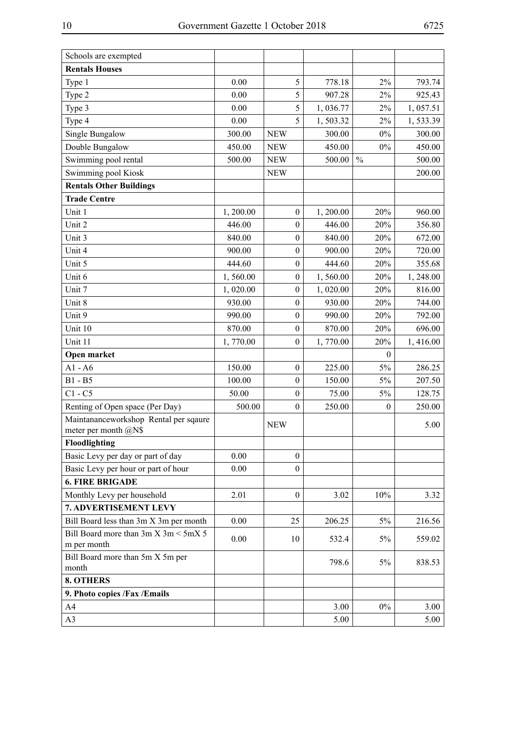| Schools are exempted | | | | | |
|---|---|---|---|---|---|
| **Rentals Houses** | | | | | |
| Type 1 | 0.00 | 5 | 778.18 | 2% | 793.74 |
| Type 2 | 0.00 | 5 | 907.28 | 2% | 925.43 |
| Type 3 | 0.00 | 5 | 1, 036.77 | 2% | 1, 057.51 |
| Type 4 | 0.00 | 5 | 1, 503.32 | 2% | 1, 533.39 |
| Single Bungalow | 300.00 | NEW | 300.00 | 0% | 300.00 |
| Double Bungalow | 450.00 | NEW | 450.00 | 0% | 450.00 |
| Swimming pool rental | 500.00 | NEW | 500.00 | % | 500.00 |
| Swimming pool Kiosk | | NEW | | | 200.00 |
| **Rentals Other Buildings** | | | | | |
| **Trade Centre** | | | | | |
| Unit 1 | 1, 200.00 | 0 | 1, 200.00 | 20% | 960.00 |
| Unit 2 | 446.00 | 0 | 446.00 | 20% | 356.80 |
| Unit 3 | 840.00 | 0 | 840.00 | 20% | 672.00 |
| Unit 4 | 900.00 | 0 | 900.00 | 20% | 720.00 |
| Unit 5 | 444.60 | 0 | 444.60 | 20% | 355.68 |
| Unit 6 | 1, 560.00 | 0 | 1, 560.00 | 20% | 1, 248.00 |
| Unit 7 | 1, 020.00 | 0 | 1, 020.00 | 20% | 816.00 |
| Unit 8 | 930.00 | 0 | 930.00 | 20% | 744.00 |
| Unit 9 | 990.00 | 0 | 990.00 | 20% | 792.00 |
| Unit 10 | 870.00 | 0 | 870.00 | 20% | 696.00 |
| Unit 11 | 1, 770.00 | 0 | 1, 770.00 | 20% | 1, 416.00 |
| **Open market** | | | | 0 | |
| A1 - A6 | 150.00 | 0 | 225.00 | 5% | 286.25 |
| B1 - B5 | 100.00 | 0 | 150.00 | 5% | 207.50 |
| C1 - C5 | 50.00 | 0 | 75.00 | 5% | 128.75 |
| Renting of Open space (Per Day) | 500.00 | 0 | 250.00 | 0 | 250.00 |
| Maintananceworkshop Rental per sqaure meter per month @N$ | | NEW | | | 5.00 |
| **Floodlighting** | | | | | |
| Basic Levy per day or part of day | 0.00 | 0 | | | |
| Basic Levy per hour or part of hour | 0.00 | 0 | | | |
| **6. FIRE BRIGADE** | | | | | |
| Monthly Levy per household | 2.01 | 0 | 3.02 | 10% | 3.32 |
| **7. ADVERTISEMENT LEVY** | | | | | |
| Bill Board less than 3m X 3m per month | 0.00 | 25 | 206.25 | 5% | 216.56 |
| Bill Board more than 3m X 3m < 5mX 5 m per month | 0.00 | 10 | 532.4 | 5% | 559.02 |
| Bill Board more than 5m X 5m per month | | | 798.6 | 5% | 838.53 |
| **8. OTHERS** | | | | | |
| **9. Photo copies /Fax /Emails** | | | | | |
| A4 | | | 3.00 | 0% | 3.00 |
| A3 | | | 5.00 | | 5.00 |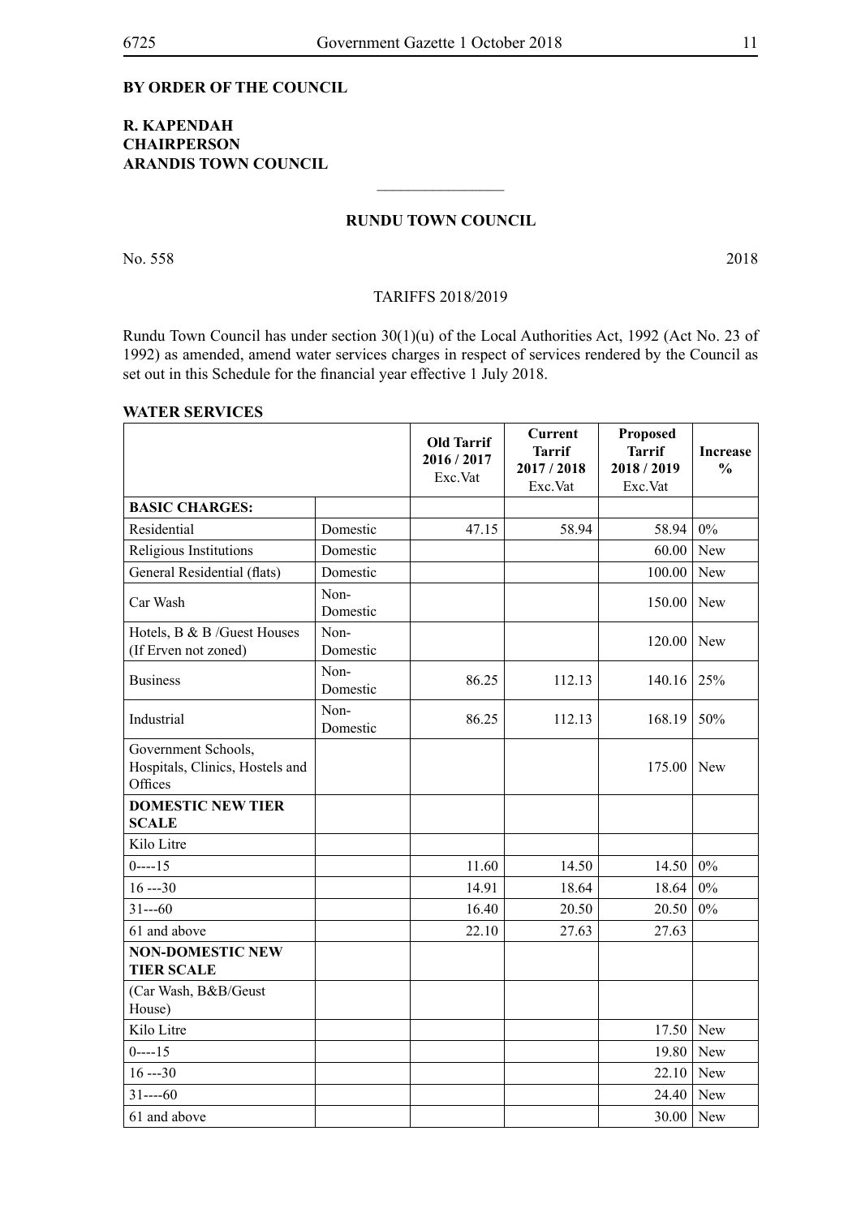**BY ORDER OF THE COUNCIL**

**R. KAPENDAH**
**CHAIRPERSON**
**ARANDIS TOWN COUNCIL**

---

**RUNDU TOWN COUNCIL**

No. 558 2018

TARIFFS 2018/2019

Rundu Town Council has under section 30(1)(u) of the Local Authorities Act, 1992 (Act No. 23 of 1992) as amended, amend water services charges in respect of services rendered by the Council as set out in this Schedule for the financial year effective 1 July 2018.

**WATER SERVICES**

| | | **Old Tarrif 2016 / 2017** Exc.Vat | **Current Tarrif 2017 / 2018** Exc.Vat | **Proposed Tarrif 2018 / 2019** Exc.Vat | **Increase %** |
|---|---|---|---|---|---|
| **BASIC CHARGES:** | | | | | |
| Residential | Domestic | 47.15 | 58.94 | 58.94 | 0% |
| Religious Institutions | Domestic | | | 60.00 | New |
| General Residential (flats) | Domestic | | | 100.00 | New |
| Car Wash | Non-Domestic | | | 150.00 | New |
| Hotels, B & B /Guest Houses (If Erven not zoned) | Non-Domestic | | | 120.00 | New |
| Business | Non-Domestic | 86.25 | 112.13 | 140.16 | 25% |
| Industrial | Non-Domestic | 86.25 | 112.13 | 168.19 | 50% |
| Government Schools, Hospitals, Clinics, Hostels and Offices | | | | 175.00 | New |
| **DOMESTIC NEW TIER SCALE** | | | | | |
| Kilo Litre | | | | | |
| 0----15 | | 11.60 | 14.50 | 14.50 | 0% |
| 16 ---30 | | 14.91 | 18.64 | 18.64 | 0% |
| 31---60 | | 16.40 | 20.50 | 20.50 | 0% |
| 61 and above | | 22.10 | 27.63 | 27.63 | |
| **NON-DOMESTIC NEW TIER SCALE** | | | | | |
| (Car Wash, B&B/Geust House) | | | | | |
| Kilo Litre | | | | 17.50 | New |
| 0----15 | | | | 19.80 | New |
| 16 ---30 | | | | 22.10 | New |
| 31----60 | | | | 24.40 | New |
| 61 and above | | | | 30.00 | New |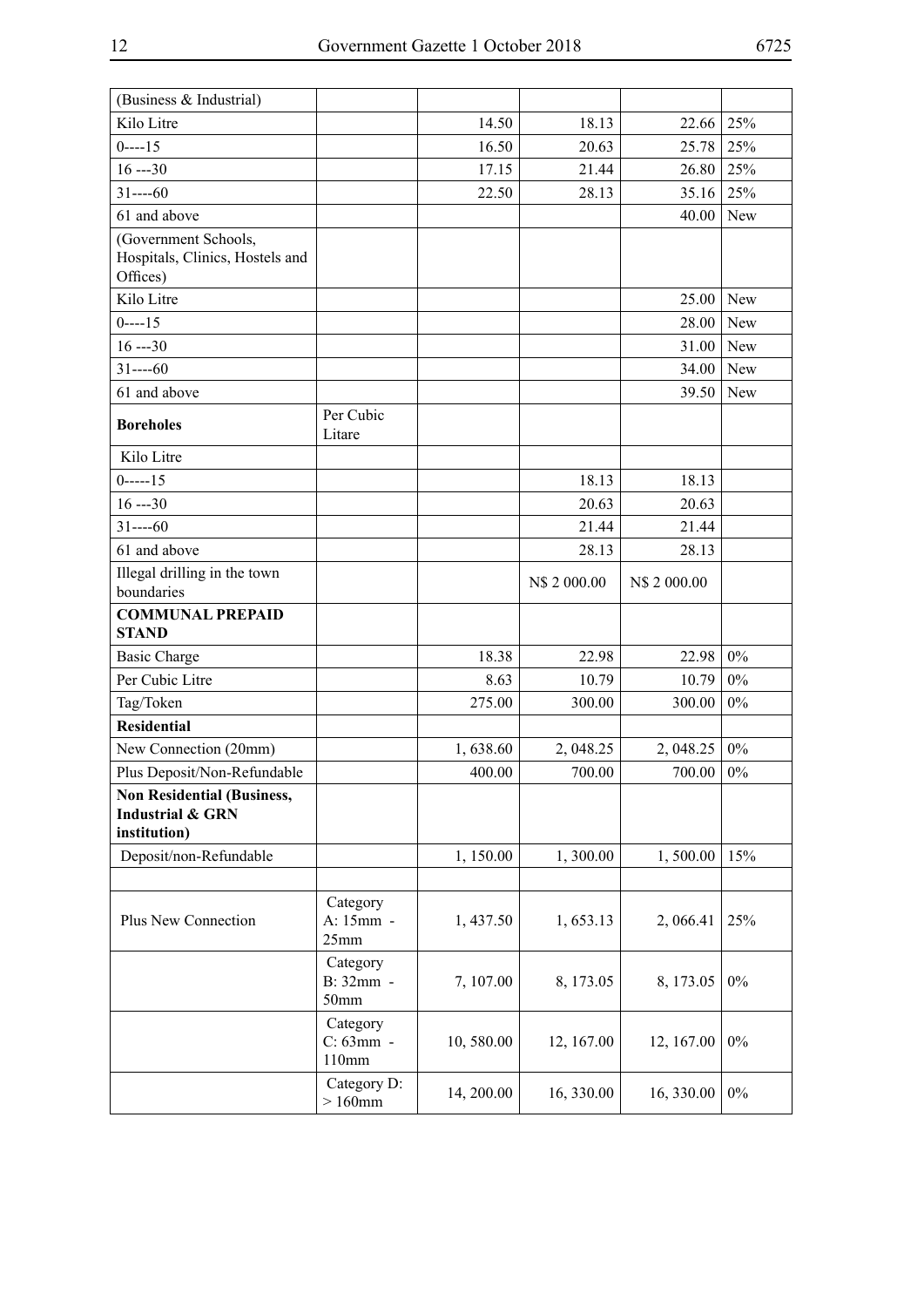| (Business & Industrial) | | | | | |
|---|---|---|---|---|---|
| Kilo Litre | | 14.50 | 18.13 | 22.66 | 25% |
| 0----15 | | 16.50 | 20.63 | 25.78 | 25% |
| 16 ---30 | | 17.15 | 21.44 | 26.80 | 25% |
| 31----60 | | 22.50 | 28.13 | 35.16 | 25% |
| 61 and above | | | | 40.00 | New |
| (Government Schools, Hospitals, Clinics, Hostels and Offices) | | | | | |
| Kilo Litre | | | | 25.00 | New |
| 0----15 | | | | 28.00 | New |
| 16 ---30 | | | | 31.00 | New |
| 31----60 | | | | 34.00 | New |
| 61 and above | | | | 39.50 | New |
| **Boreholes** | Per Cubic Litare | | | | |
| Kilo Litre | | | | | |
| 0-----15 | | | 18.13 | 18.13 | |
| 16 ---30 | | | 20.63 | 20.63 | |
| 31----60 | | | 21.44 | 21.44 | |
| 61 and above | | | 28.13 | 28.13 | |
| Illegal drilling in the town boundaries | | | N$ 2 000.00 | N$ 2 000.00 | |
| **COMMUNAL PREPAID STAND** | | | | | |
| Basic Charge | | 18.38 | 22.98 | 22.98 | 0% |
| Per Cubic Litre | | 8.63 | 10.79 | 10.79 | 0% |
| Tag/Token | | 275.00 | 300.00 | 300.00 | 0% |
| **Residential** | | | | | |
| New Connection (20mm) | | 1, 638.60 | 2, 048.25 | 2, 048.25 | 0% |
| Plus Deposit/Non-Refundable | | 400.00 | 700.00 | 700.00 | 0% |
| **Non Residential (Business, Industrial & GRN institution)** | | | | | |
| Deposit/non-Refundable | | 1, 150.00 | 1, 300.00 | 1, 500.00 | 15% |
| | | | | | |
| Plus New Connection | Category A: 15mm - 25mm | 1, 437.50 | 1, 653.13 | 2, 066.41 | 25% |
| | Category B: 32mm - 50mm | 7, 107.00 | 8, 173.05 | 8, 173.05 | 0% |
| | Category C: 63mm - 110mm | 10, 580.00 | 12, 167.00 | 12, 167.00 | 0% |
| | Category D: > 160mm | 14, 200.00 | 16, 330.00 | 16, 330.00 | 0% |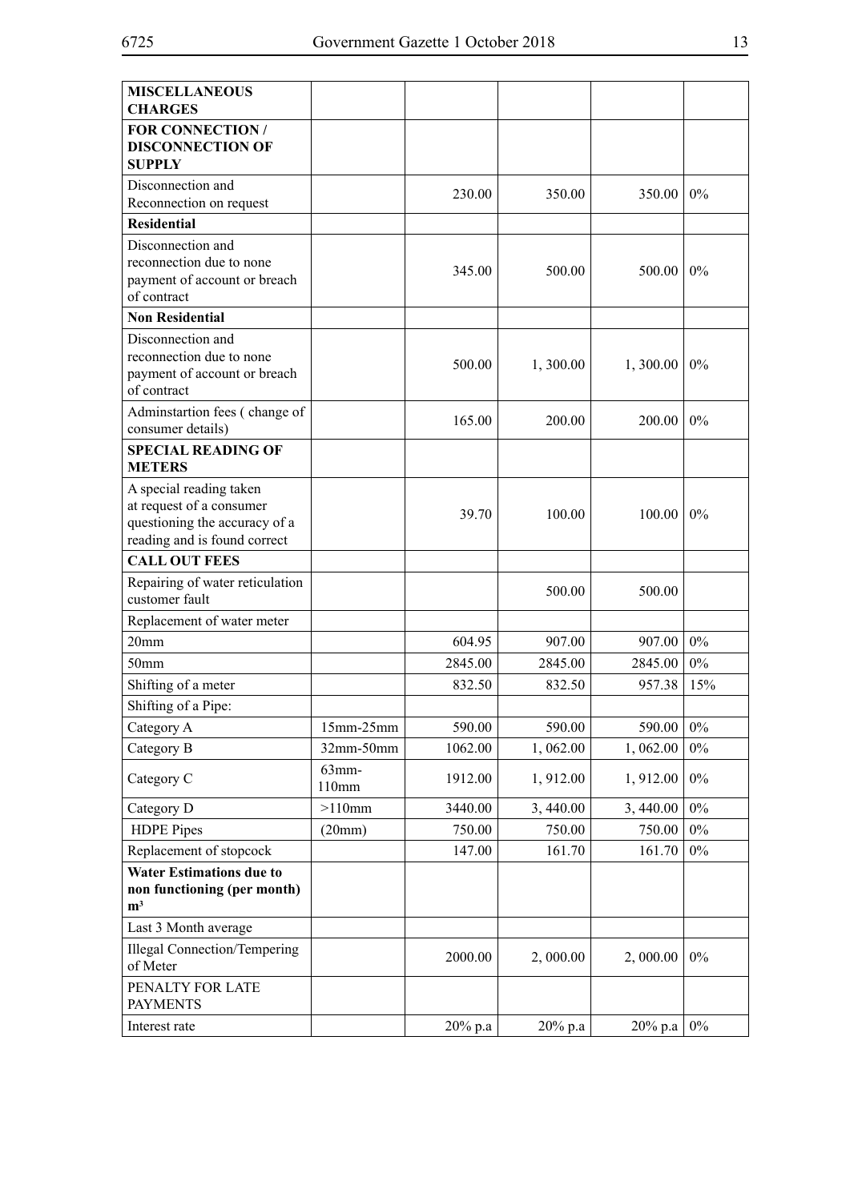| **MISCELLANEOUS CHARGES** | | | | | |
|---|---|---|---|---|---|
| **FOR CONNECTION / DISCONNECTION OF SUPPLY** | | | | | |
| Disconnection and Reconnection on request | | 230.00 | 350.00 | 350.00 | 0% |
| **Residential** | | | | | |
| Disconnection and reconnection due to none payment of account or breach of contract | | 345.00 | 500.00 | 500.00 | 0% |
| **Non Residential** | | | | | |
| Disconnection and reconnection due to none payment of account or breach of contract | | 500.00 | 1, 300.00 | 1, 300.00 | 0% |
| Adminstartion fees ( change of consumer details) | | 165.00 | 200.00 | 200.00 | 0% |
| **SPECIAL READING OF METERS** | | | | | |
| A special reading taken at request of a consumer questioning the accuracy of a reading and is found correct | | 39.70 | 100.00 | 100.00 | 0% |
| **CALL OUT FEES** | | | | | |
| Repairing of water reticulation customer fault | | | 500.00 | 500.00 | |
| Replacement of water meter | | | | | |
| 20mm | | 604.95 | 907.00 | 907.00 | 0% |
| 50mm | | 2845.00 | 2845.00 | 2845.00 | 0% |
| Shifting of a meter | | 832.50 | 832.50 | 957.38 | 15% |
| Shifting of a Pipe: | | | | | |
| Category A | 15mm-25mm | 590.00 | 590.00 | 590.00 | 0% |
| Category B | 32mm-50mm | 1062.00 | 1, 062.00 | 1, 062.00 | 0% |
| Category C | 63mm-110mm | 1912.00 | 1, 912.00 | 1, 912.00 | 0% |
| Category D | >110mm | 3440.00 | 3, 440.00 | 3, 440.00 | 0% |
| HDPE Pipes | (20mm) | 750.00 | 750.00 | 750.00 | 0% |
| Replacement of stopcock | | 147.00 | 161.70 | 161.70 | 0% |
| **Water Estimations due to non functioning (per month) $m^3$** | | | | | |
| Last 3 Month average | | | | | |
| Illegal Connection/Tempering of Meter | | 2000.00 | 2, 000.00 | 2, 000.00 | 0% |
| PENALTY FOR LATE PAYMENTS | | | | | |
| Interest rate | | 20% p.a | 20% p.a | 20% p.a | 0% |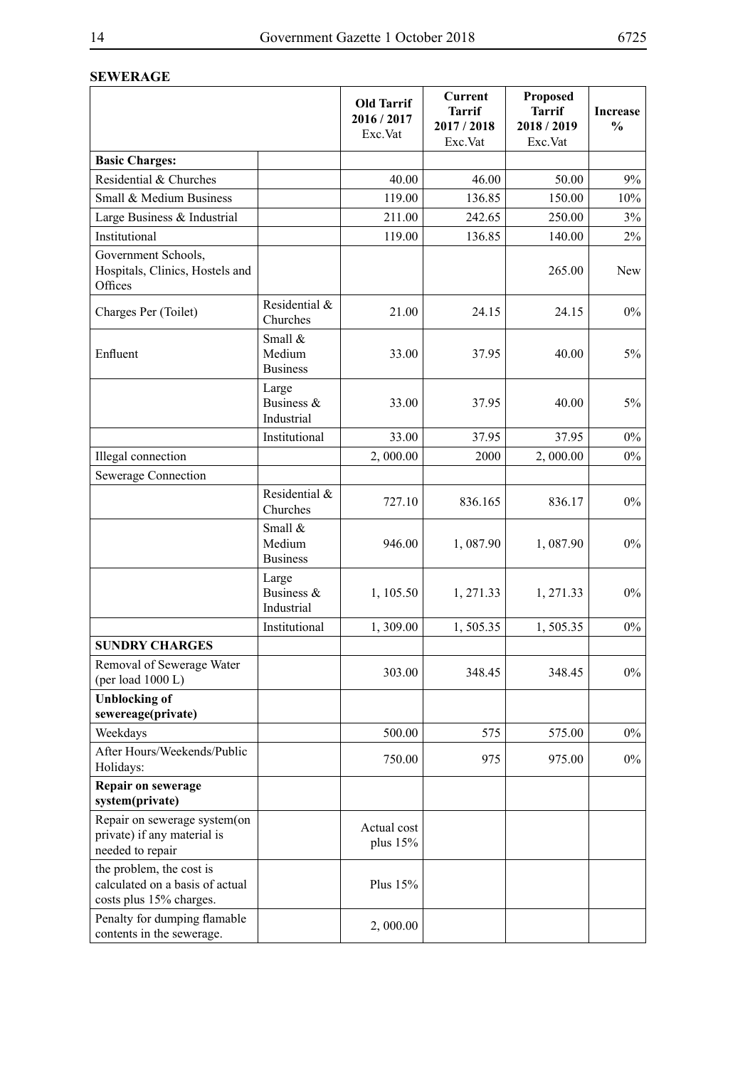**SEWERAGE**

| | | Old Tarrif 2016 / 2017 Exc.Vat | Current Tarrif 2017 / 2018 Exc.Vat | Proposed Tarrif 2018 / 2019 Exc.Vat | Increase % |
|---|---|---|---|---|---|
| **Basic Charges:** | | | | | |
| Residential & Churches | | 40.00 | 46.00 | 50.00 | 9% |
| Small & Medium Business | | 119.00 | 136.85 | 150.00 | 10% |
| Large Business & Industrial | | 211.00 | 242.65 | 250.00 | 3% |
| Institutional | | 119.00 | 136.85 | 140.00 | 2% |
| Government Schools, Hospitals, Clinics, Hostels and Offices | | | | 265.00 | New |
| Charges Per (Toilet) | Residential & Churches | 21.00 | 24.15 | 24.15 | 0% |
| Enfluent | Small & Medium Business | 33.00 | 37.95 | 40.00 | 5% |
| | Large Business & Industrial | 33.00 | 37.95 | 40.00 | 5% |
| | Institutional | 33.00 | 37.95 | 37.95 | 0% |
| Illegal connection | | 2, 000.00 | 2000 | 2, 000.00 | 0% |
| Sewerage Connection | | | | | |
| | Residential & Churches | 727.10 | 836.165 | 836.17 | 0% |
| | Small & Medium Business | 946.00 | 1, 087.90 | 1, 087.90 | 0% |
| | Large Business & Industrial | 1, 105.50 | 1, 271.33 | 1, 271.33 | 0% |
| | Institutional | 1, 309.00 | 1, 505.35 | 1, 505.35 | 0% |
| **SUNDRY CHARGES** | | | | | |
| Removal of Sewerage Water (per load 1000 L) | | 303.00 | 348.45 | 348.45 | 0% |
| **Unblocking of sewereage(private)** | | | | | |
| Weekdays | | 500.00 | 575 | 575.00 | 0% |
| After Hours/Weekends/Public Holidays: | | 750.00 | 975 | 975.00 | 0% |
| **Repair on sewerage system(private)** | | | | | |
| Repair on sewerage system(on private) if any material is needed to repair | | Actual cost plus 15% | | | |
| the problem, the cost is calculated on a basis of actual costs plus 15% charges. | | Plus 15% | | | |
| Penalty for dumping flamable contents in the sewerage. | | 2, 000.00 | | | |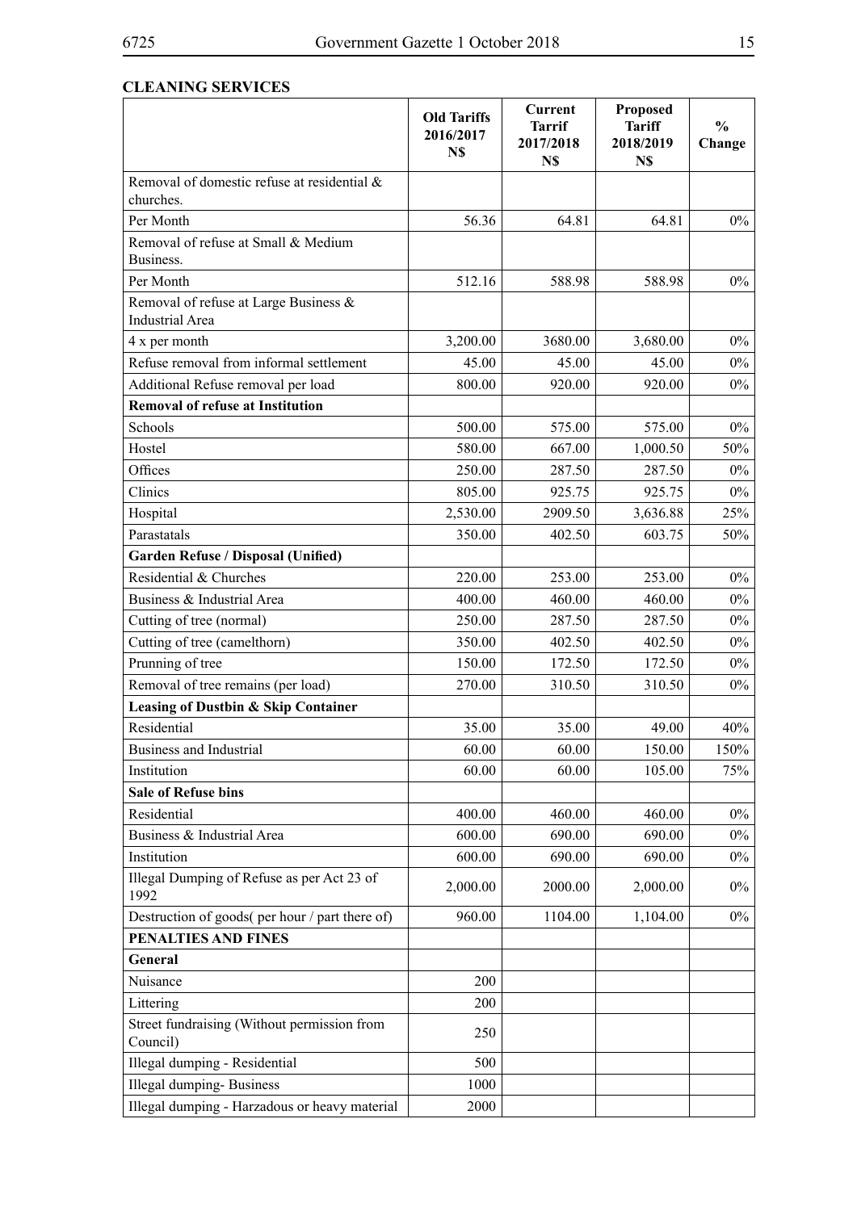**CLEANING SERVICES**

| | Old Tariffs 2016/2017 N$ | Current Tarrif 2017/2018 N$ | Proposed Tariff 2018/2019 N$ | % Change |
|---|---|---|---|---|
| Removal of domestic refuse at residential & churches. | | | | |
| Per Month | 56.36 | 64.81 | 64.81 | 0% |
| Removal of refuse at Small & Medium Business. | | | | |
| Per Month | 512.16 | 588.98 | 588.98 | 0% |
| Removal of refuse at Large Business & Industrial Area | | | | |
| 4 x per month | 3,200.00 | 3680.00 | 3,680.00 | 0% |
| Refuse removal from informal settlement | 45.00 | 45.00 | 45.00 | 0% |
| Additional Refuse removal per load | 800.00 | 920.00 | 920.00 | 0% |
| **Removal of refuse at Institution** | | | | |
| Schools | 500.00 | 575.00 | 575.00 | 0% |
| Hostel | 580.00 | 667.00 | 1,000.50 | 50% |
| Offices | 250.00 | 287.50 | 287.50 | 0% |
| Clinics | 805.00 | 925.75 | 925.75 | 0% |
| Hospital | 2,530.00 | 2909.50 | 3,636.88 | 25% |
| Parastatals | 350.00 | 402.50 | 603.75 | 50% |
| **Garden Refuse / Disposal (Unified)** | | | | |
| Residential & Churches | 220.00 | 253.00 | 253.00 | 0% |
| Business & Industrial Area | 400.00 | 460.00 | 460.00 | 0% |
| Cutting of tree (normal) | 250.00 | 287.50 | 287.50 | 0% |
| Cutting of tree (camelthorn) | 350.00 | 402.50 | 402.50 | 0% |
| Prunning of tree | 150.00 | 172.50 | 172.50 | 0% |
| Removal of tree remains (per load) | 270.00 | 310.50 | 310.50 | 0% |
| **Leasing of Dustbin & Skip Container** | | | | |
| Residential | 35.00 | 35.00 | 49.00 | 40% |
| Business and Industrial | 60.00 | 60.00 | 150.00 | 150% |
| Institution | 60.00 | 60.00 | 105.00 | 75% |
| **Sale of Refuse bins** | | | | |
| Residential | 400.00 | 460.00 | 460.00 | 0% |
| Business & Industrial Area | 600.00 | 690.00 | 690.00 | 0% |
| Institution | 600.00 | 690.00 | 690.00 | 0% |
| Illegal Dumping of Refuse as per Act 23 of 1992 | 2,000.00 | 2000.00 | 2,000.00 | 0% |
| Destruction of goods( per hour / part there of) | 960.00 | 1104.00 | 1,104.00 | 0% |
| **PENALTIES AND FINES** | | | | |
| **General** | | | | |
| Nuisance | 200 | | | |
| Littering | 200 | | | |
| Street fundraising (Without permission from Council) | 250 | | | |
| Illegal dumping - Residential | 500 | | | |
| Illegal dumping- Business | 1000 | | | |
| Illegal dumping - Harzadous or heavy material | 2000 | | | |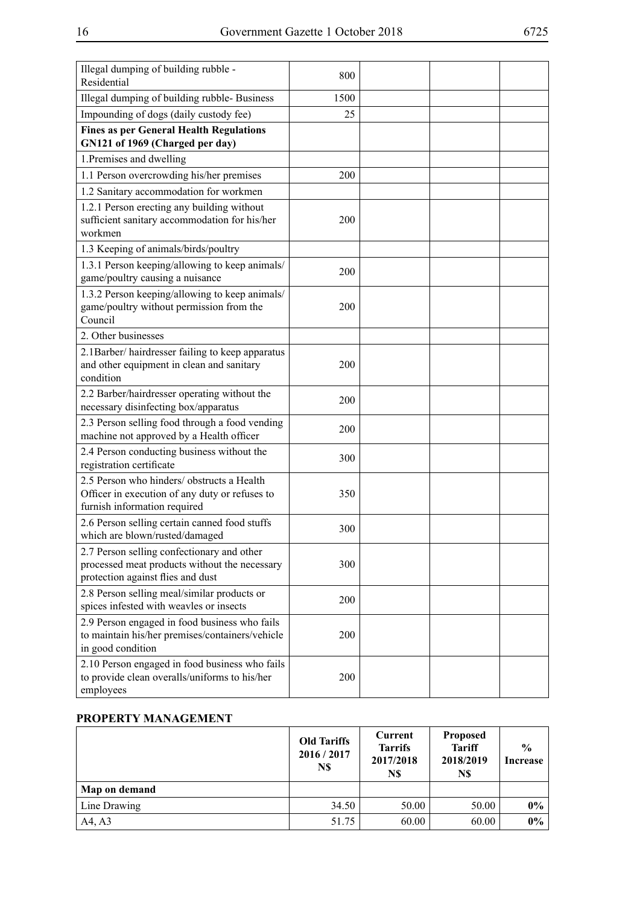| | | | | |
|---|---|---|---|---|
| Illegal dumping of building rubble - Residential | 800 | | | |
| Illegal dumping of building rubble- Business | 1500 | | | |
| Impounding of dogs (daily custody fee) | 25 | | | |
| **Fines as per General Health Regulations GN121 of 1969 (Charged per day)** | | | | |
| 1.Premises and dwelling | | | | |
| 1.1 Person overcrowding his/her premises | 200 | | | |
| 1.2 Sanitary accommodation for workmen | | | | |
| 1.2.1 Person erecting any building without sufficient sanitary accommodation for his/her workmen | 200 | | | |
| 1.3 Keeping of animals/birds/poultry | | | | |
| 1.3.1 Person keeping/allowing to keep animals/ game/poultry causing a nuisance | 200 | | | |
| 1.3.2 Person keeping/allowing to keep animals/ game/poultry without permission from the Council | 200 | | | |
| 2. Other businesses | | | | |
| 2.1Barber/ hairdresser failing to keep apparatus and other equipment in clean and sanitary condition | 200 | | | |
| 2.2 Barber/hairdresser operating without the necessary disinfecting box/apparatus | 200 | | | |
| 2.3 Person selling food through a food vending machine not approved by a Health officer | 200 | | | |
| 2.4 Person conducting business without the registration certificate | 300 | | | |
| 2.5 Person who hinders/ obstructs a Health Officer in execution of any duty or refuses to furnish information required | 350 | | | |
| 2.6 Person selling certain canned food stuffs which are blown/rusted/damaged | 300 | | | |
| 2.7 Person selling confectionary and other processed meat products without the necessary protection against flies and dust | 300 | | | |
| 2.8 Person selling meal/similar products or spices infested with weavles or insects | 200 | | | |
| 2.9 Person engaged in food business who fails to maintain his/her premises/containers/vehicle in good condition | 200 | | | |
| 2.10 Person engaged in food business who fails to provide clean overalls/uniforms to his/her employees | 200 | | | |

## PROPERTY MANAGEMENT

| | Old Tariffs 2016 / 2017 N$ | Current Tarrifs 2017/2018 N$ | Proposed Tariff 2018/2019 N$ | % Increase |
|---|---|---|---|---|
| **Map on demand** | | | | |
| Line Drawing | 34.50 | 50.00 | 50.00 | **0%** |
| A4, A3 | 51.75 | 60.00 | 60.00 | **0%** |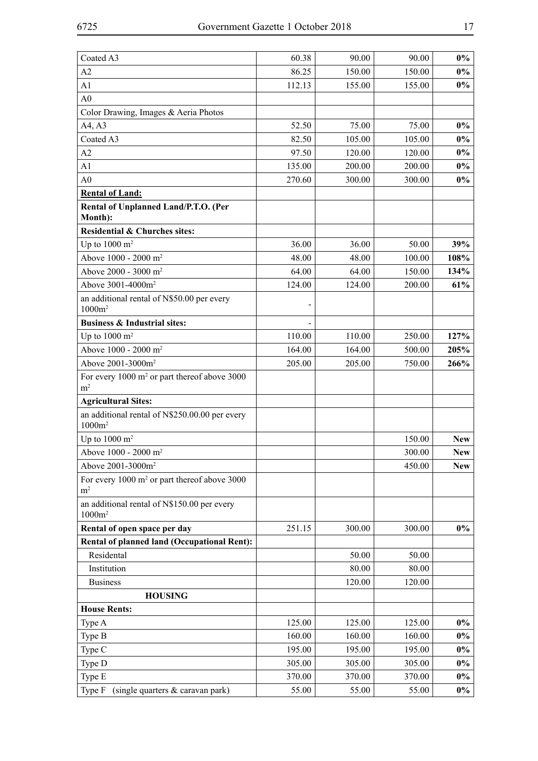| | | | | |
|---|---|---|---|---|
| Coated A3 | 60.38 | 90.00 | 90.00 | **0%** |
| A2 | 86.25 | 150.00 | 150.00 | **0%** |
| A1 | 112.13 | 155.00 | 155.00 | **0%** |
| A0 | | | | |
| Color Drawing, Images & Aeria Photos | | | | |
| A4, A3 | 52.50 | 75.00 | 75.00 | **0%** |
| Coated A3 | 82.50 | 105.00 | 105.00 | **0%** |
| A2 | 97.50 | 120.00 | 120.00 | **0%** |
| A1 | 135.00 | 200.00 | 200.00 | **0%** |
| A0 | 270.60 | 300.00 | 300.00 | **0%** |
| **Rental of Land:** | | | | |
| **Rental of Unplanned Land/P.T.O. (Per Month):** | | | | |
| **Residential & Churches sites:** | | | | |
| Up to 1000 $m^2$ | 36.00 | 36.00 | 50.00 | **39%** |
| Above 1000 - 2000 $m^2$ | 48.00 | 48.00 | 100.00 | **108%** |
| Above 2000 - 3000 $m^2$ | 64.00 | 64.00 | 150.00 | **134%** |
| Above 3001-4000$m^2$ | 124.00 | 124.00 | 200.00 | **61%** |
| an additional rental of N$50.00 per every 1000$m^2$ | - | | | |
| **Business & Industrial sites:** | - | | | |
| Up to 1000 $m^2$ | 110.00 | 110.00 | 250.00 | **127%** |
| Above 1000 - 2000 $m^2$ | 164.00 | 164.00 | 500.00 | **205%** |
| Above 2001-3000$m^2$ | 205.00 | 205.00 | 750.00 | **266%** |
| For every 1000 $m^2$ or part thereof above 3000 $m^2$ | | | | |
| **Agricultural Sites:** | | | | |
| an additional rental of N$250.00.00 per every 1000$m^2$ | | | | |
| Up to 1000 $m^2$ | | | 150.00 | **New** |
| Above 1000 - 2000 $m^2$ | | | 300.00 | **New** |
| Above 2001-3000$m^2$ | | | 450.00 | **New** |
| For every 1000 $m^2$ or part thereof above 3000 $m^2$ | | | | |
| an additional rental of N$150.00 per every 1000$m^2$ | | | | |
| **Rental of open space per day** | 251.15 | 300.00 | 300.00 | **0%** |
| **Rental of planned land (Occupational Rent):** | | | | |
| Residental | | 50.00 | 50.00 | |
| Institution | | 80.00 | 80.00 | |
| Business | | 120.00 | 120.00 | |
| **HOUSING** | | | | |
| **House Rents:** | | | | |
| Type A | 125.00 | 125.00 | 125.00 | **0%** |
| Type B | 160.00 | 160.00 | 160.00 | **0%** |
| Type C | 195.00 | 195.00 | 195.00 | **0%** |
| Type D | 305.00 | 305.00 | 305.00 | **0%** |
| Type E | 370.00 | 370.00 | 370.00 | **0%** |
| Type F (single quarters & caravan park) | 55.00 | 55.00 | 55.00 | **0%** |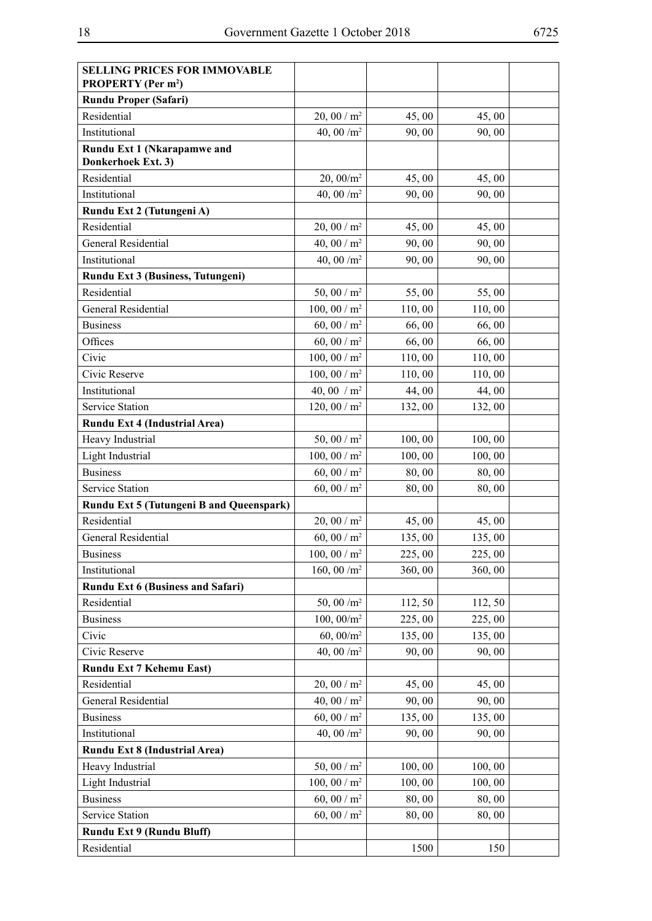| **SELLING PRICES FOR IMMOVABLE PROPERTY (Per m²)** | | | | |
|---|---|---|---|---|
| **Rundu Proper (Safari)** | | | | |
| Residential | 20, 00 / m² | 45, 00 | 45, 00 | |
| Institutional | 40, 00 /m² | 90, 00 | 90, 00 | |
| **Rundu Ext 1 (Nkarapamwe and Donkerhoek Ext. 3)** | | | | |
| Residential | 20, 00/m² | 45, 00 | 45, 00 | |
| Institutional | 40, 00 /m² | 90, 00 | 90, 00 | |
| **Rundu Ext 2 (Tutungeni A)** | | | | |
| Residential | 20, 00 / m² | 45, 00 | 45, 00 | |
| General Residential | 40, 00 / m² | 90, 00 | 90, 00 | |
| Institutional | 40, 00 /m² | 90, 00 | 90, 00 | |
| **Rundu Ext 3 (Business, Tutungeni)** | | | | |
| Residential | 50, 00 / m² | 55, 00 | 55, 00 | |
| General Residential | 100, 00 / m² | 110, 00 | 110, 00 | |
| Business | 60, 00 / m² | 66, 00 | 66, 00 | |
| Offices | 60, 00 / m² | 66, 00 | 66, 00 | |
| Civic | 100, 00 / m² | 110, 00 | 110, 00 | |
| Civic Reserve | 100, 00 / m² | 110, 00 | 110, 00 | |
| Institutional | 40, 00 / m² | 44, 00 | 44, 00 | |
| Service Station | 120, 00 / m² | 132, 00 | 132, 00 | |
| **Rundu Ext 4 (Industrial Area)** | | | | |
| Heavy Industrial | 50, 00 / m² | 100, 00 | 100, 00 | |
| Light Industrial | 100, 00 / m² | 100, 00 | 100, 00 | |
| Business | 60, 00 / m² | 80, 00 | 80, 00 | |
| Service Station | 60, 00 / m² | 80, 00 | 80, 00 | |
| **Rundu Ext 5 (Tutungeni B and Queenspark)** | | | | |
| Residential | 20, 00 / m² | 45, 00 | 45, 00 | |
| General Residential | 60, 00 / m² | 135, 00 | 135, 00 | |
| Business | 100, 00 / m² | 225, 00 | 225, 00 | |
| Institutional | 160, 00 /m² | 360, 00 | 360, 00 | |
| **Rundu Ext 6 (Business and Safari)** | | | | |
| Residential | 50, 00 /m² | 112, 50 | 112, 50 | |
| Business | 100, 00/m² | 225, 00 | 225, 00 | |
| Civic | 60, 00/m² | 135, 00 | 135, 00 | |
| Civic Reserve | 40, 00 /m² | 90, 00 | 90, 00 | |
| **Rundu Ext 7 Kehemu East)** | | | | |
| Residential | 20, 00 / m² | 45, 00 | 45, 00 | |
| General Residential | 40, 00 / m² | 90, 00 | 90, 00 | |
| Business | 60, 00 / m² | 135, 00 | 135, 00 | |
| Institutional | 40, 00 /m² | 90, 00 | 90, 00 | |
| **Rundu Ext 8 (Industrial Area)** | | | | |
| Heavy Industrial | 50, 00 / m² | 100, 00 | 100, 00 | |
| Light Industrial | 100, 00 / m² | 100, 00 | 100, 00 | |
| Business | 60, 00 / m² | 80, 00 | 80, 00 | |
| Service Station | 60, 00 / m² | 80, 00 | 80, 00 | |
| **Rundu Ext 9 (Rundu Bluff)** | | | | |
| Residential | | 1500 | 150 | |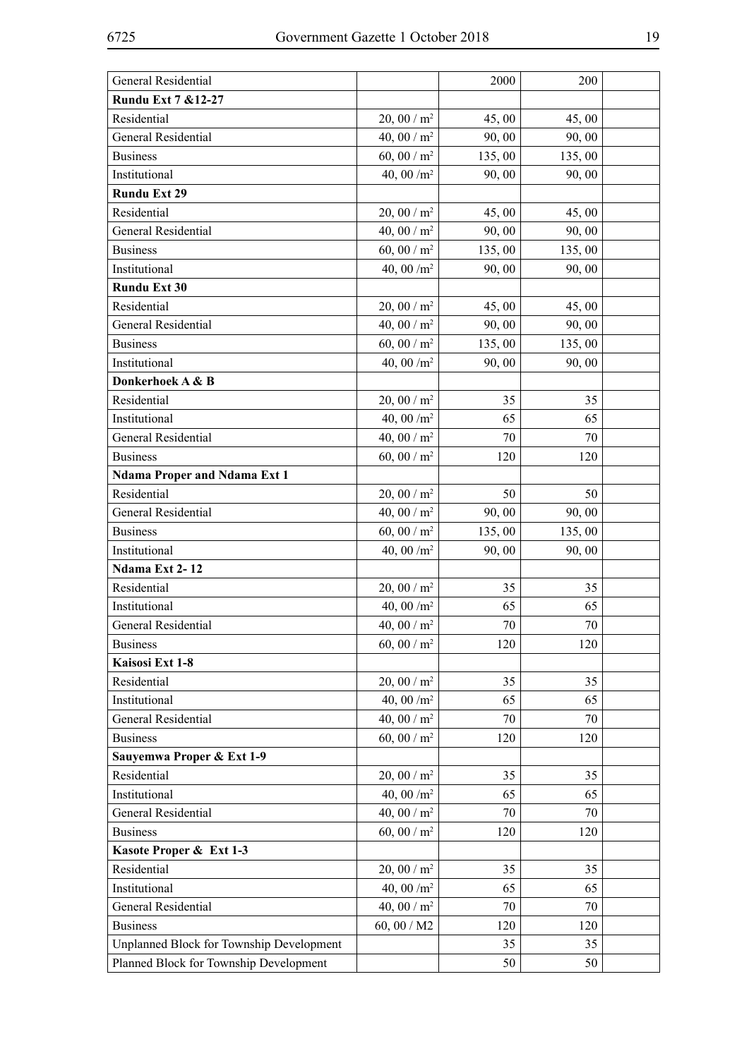| General Residential | | 2000 | 200 | |
|---|---|---|---|---|
| **Rundu Ext 7 &12-27** | | | | |
| Residential | 20, 00 / $m^2$ | 45, 00 | 45, 00 | |
| General Residential | 40, 00 / $m^2$ | 90, 00 | 90, 00 | |
| Business | 60, 00 / $m^2$ | 135, 00 | 135, 00 | |
| Institutional | 40, 00 /$m^2$ | 90, 00 | 90, 00 | |
| **Rundu Ext 29** | | | | |
| Residential | 20, 00 / $m^2$ | 45, 00 | 45, 00 | |
| General Residential | 40, 00 / $m^2$ | 90, 00 | 90, 00 | |
| Business | 60, 00 / $m^2$ | 135, 00 | 135, 00 | |
| Institutional | 40, 00 /$m^2$ | 90, 00 | 90, 00 | |
| **Rundu Ext 30** | | | | |
| Residential | 20, 00 / $m^2$ | 45, 00 | 45, 00 | |
| General Residential | 40, 00 / $m^2$ | 90, 00 | 90, 00 | |
| Business | 60, 00 / $m^2$ | 135, 00 | 135, 00 | |
| Institutional | 40, 00 /$m^2$ | 90, 00 | 90, 00 | |
| **Donkerhoek A & B** | | | | |
| Residential | 20, 00 / $m^2$ | 35 | 35 | |
| Institutional | 40, 00 /$m^2$ | 65 | 65 | |
| General Residential | 40, 00 / $m^2$ | 70 | 70 | |
| Business | 60, 00 / $m^2$ | 120 | 120 | |
| **Ndama Proper and Ndama Ext 1** | | | | |
| Residential | 20, 00 / $m^2$ | 50 | 50 | |
| General Residential | 40, 00 / $m^2$ | 90, 00 | 90, 00 | |
| Business | 60, 00 / $m^2$ | 135, 00 | 135, 00 | |
| Institutional | 40, 00 /$m^2$ | 90, 00 | 90, 00 | |
| **Ndama Ext 2- 12** | | | | |
| Residential | 20, 00 / $m^2$ | 35 | 35 | |
| Institutional | 40, 00 /$m^2$ | 65 | 65 | |
| General Residential | 40, 00 / $m^2$ | 70 | 70 | |
| Business | 60, 00 / $m^2$ | 120 | 120 | |
| **Kaisosi Ext 1-8** | | | | |
| Residential | 20, 00 / $m^2$ | 35 | 35 | |
| Institutional | 40, 00 /$m^2$ | 65 | 65 | |
| General Residential | 40, 00 / $m^2$ | 70 | 70 | |
| Business | 60, 00 / $m^2$ | 120 | 120 | |
| **Sauyemwa Proper & Ext 1-9** | | | | |
| Residential | 20, 00 / $m^2$ | 35 | 35 | |
| Institutional | 40, 00 /$m^2$ | 65 | 65 | |
| General Residential | 40, 00 / $m^2$ | 70 | 70 | |
| Business | 60, 00 / $m^2$ | 120 | 120 | |
| **Kasote Proper & Ext 1-3** | | | | |
| Residential | 20, 00 / $m^2$ | 35 | 35 | |
| Institutional | 40, 00 /$m^2$ | 65 | 65 | |
| General Residential | 40, 00 / $m^2$ | 70 | 70 | |
| Business | 60, 00 / M2 | 120 | 120 | |
| Unplanned Block for Township Development | | 35 | 35 | |
| Planned Block for Township Development | | 50 | 50 | |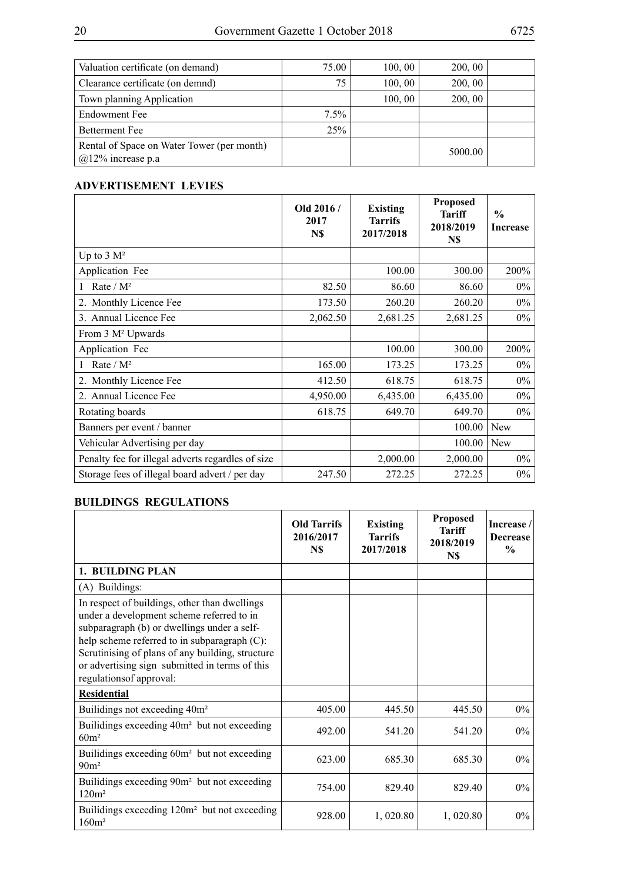| | | | | |
|---|---|---|---|---|
| Valuation certificate (on demand) | 75.00 | 100, 00 | 200, 00 | |
| Clearance certificate (on demnd) | 75 | 100, 00 | 200, 00 | |
| Town planning Application | | 100, 00 | 200, 00 | |
| Endowment Fee | 7.5% | | | |
| Betterment Fee | 25% | | | |
| Rental of Space on Water Tower (per month) @12% increase p.a | | | 5000.00 | |

## ADVERTISEMENT LEVIES

| | Old 2016 / 2017 N$ | Existing Tarrifs 2017/2018 | Proposed Tariff 2018/2019 N$ | % Increase |
|---|---|---|---|---|
| Up to 3 M² | | | | |
| Application Fee | | 100.00 | 300.00 | 200% |
| 1 Rate / M² | 82.50 | 86.60 | 86.60 | 0% |
| 2. Monthly Licence Fee | 173.50 | 260.20 | 260.20 | 0% |
| 3. Annual Licence Fee | 2,062.50 | 2,681.25 | 2,681.25 | 0% |
| From 3 M² Upwards | | | | |
| Application Fee | | 100.00 | 300.00 | 200% |
| 1 Rate / M² | 165.00 | 173.25 | 173.25 | 0% |
| 2. Monthly Licence Fee | 412.50 | 618.75 | 618.75 | 0% |
| 2. Annual Licence Fee | 4,950.00 | 6,435.00 | 6,435.00 | 0% |
| Rotating boards | 618.75 | 649.70 | 649.70 | 0% |
| Banners per event / banner | | | 100.00 | New |
| Vehicular Advertising per day | | | 100.00 | New |
| Penalty fee for illegal adverts regardles of size | | 2,000.00 | 2,000.00 | 0% |
| Storage fees of illegal board advert / per day | 247.50 | 272.25 | 272.25 | 0% |

## BUILDINGS REGULATIONS

| | Old Tarrifs 2016/2017 N$ | Existing Tarrifs 2017/2018 | Proposed Tariff 2018/2019 N$ | Increase / Decrease % |
|---|---|---|---|---|
| **1. BUILDING PLAN** | | | | |
| (A) Buildings: | | | | |
| In respect of buildings, other than dwellings under a development scheme referred to in subparagraph (b) or dwellings under a self-help scheme referred to in subparagraph (C): Scrutinising of plans of any building, structure or advertising sign submitted in terms of this regulationsof approval: | | | | |
| **Residential** | | | | |
| Builidings not exceeding 40m² | 405.00 | 445.50 | 445.50 | 0% |
| Builidings exceeding 40m² but not exceeding 60m² | 492.00 | 541.20 | 541.20 | 0% |
| Builidings exceeding 60m² but not exceeding 90m² | 623.00 | 685.30 | 685.30 | 0% |
| Builidings exceeding 90m² but not exceeding 120m² | 754.00 | 829.40 | 829.40 | 0% |
| Builidings exceeding 120m² but not exceeding 160m² | 928.00 | 1, 020.80 | 1, 020.80 | 0% |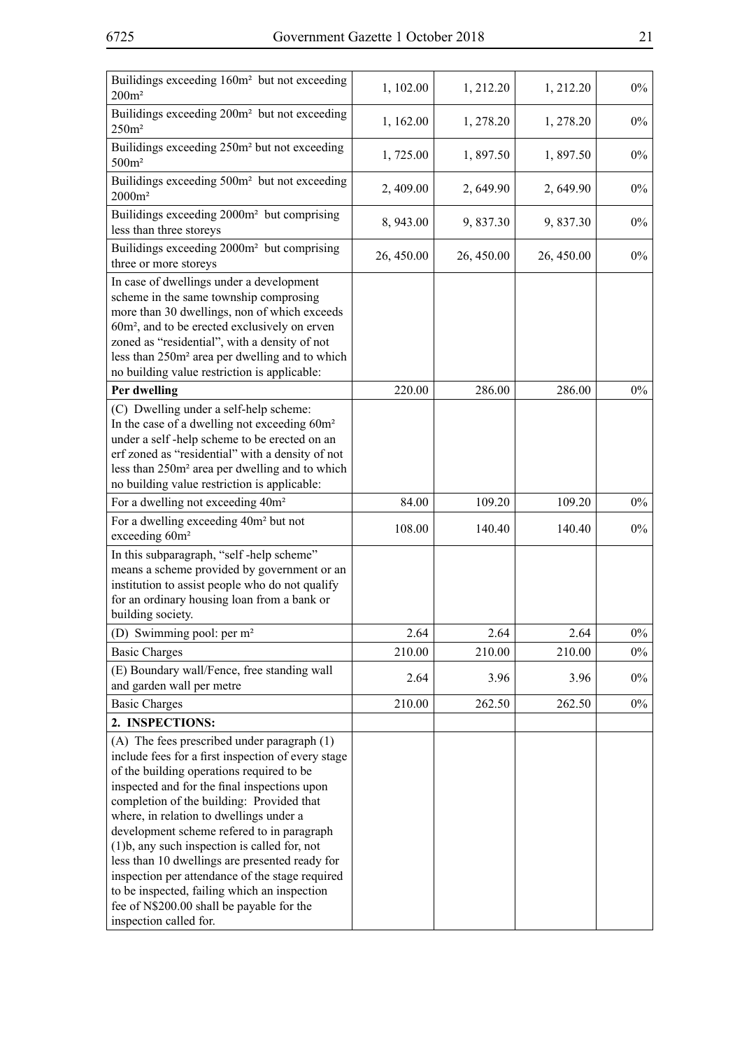| | | | | |
|---|---|---|---|---|
| Builidings exceeding 160m² but not exceeding 200m² | 1, 102.00 | 1, 212.20 | 1, 212.20 | 0% |
| Builidings exceeding 200m² but not exceeding 250m² | 1, 162.00 | 1, 278.20 | 1, 278.20 | 0% |
| Builidings exceeding 250m² but not exceeding 500m² | 1, 725.00 | 1, 897.50 | 1, 897.50 | 0% |
| Builidings exceeding 500m² but not exceeding 2000m² | 2, 409.00 | 2, 649.90 | 2, 649.90 | 0% |
| Builidings exceeding 2000m² but comprising less than three storeys | 8, 943.00 | 9, 837.30 | 9, 837.30 | 0% |
| Builidings exceeding 2000m² but comprising three or more storeys | 26, 450.00 | 26, 450.00 | 26, 450.00 | 0% |
| In case of dwellings under a development scheme in the same township comprosing more than 30 dwellings, non of which exceeds 60m², and to be erected exclusively on erven zoned as "residential", with a density of not less than 250m² area per dwelling and to which no building value restriction is applicable: | | | | |
| **Per dwelling** | 220.00 | 286.00 | 286.00 | 0% |
| (C) Dwelling under a self-help scheme: In the case of a dwelling not exceeding 60m² under a self -help scheme to be erected on an erf zoned as "residential" with a density of not less than 250m² area per dwelling and to which no building value restriction is applicable: | | | | |
| For a dwelling not exceeding 40m² | 84.00 | 109.20 | 109.20 | 0% |
| For a dwelling exceeding 40m² but not exceeding 60m² | 108.00 | 140.40 | 140.40 | 0% |
| In this subparagraph, "self -help scheme" means a scheme provided by government or an institution to assist people who do not qualify for an ordinary housing loan from a bank or building society. | | | | |
| (D) Swimming pool: per m² | 2.64 | 2.64 | 2.64 | 0% |
| Basic Charges | 210.00 | 210.00 | 210.00 | 0% |
| (E) Boundary wall/Fence, free standing wall and garden wall per metre | 2.64 | 3.96 | 3.96 | 0% |
| Basic Charges | 210.00 | 262.50 | 262.50 | 0% |
| **2. INSPECTIONS:** | | | | |
| (A) The fees prescribed under paragraph (1) include fees for a first inspection of every stage of the building operations required to be inspected and for the final inspections upon completion of the building: Provided that where, in relation to dwellings under a development scheme refered to in paragraph (1)b, any such inspection is called for, not less than 10 dwellings are presented ready for inspection per attendance of the stage required to be inspected, failing which an inspection fee of N$200.00 shall be payable for the inspection called for. | | | | |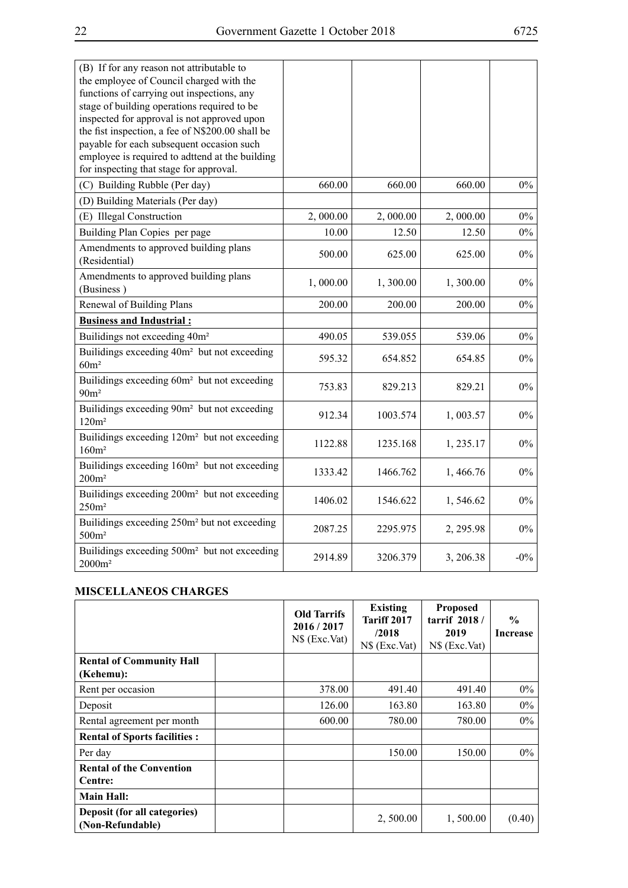| | | | | |
|---|---|---|---|---|
| (B) If for any reason not attributable to the employee of Council charged with the functions of carrying out inspections, any stage of building operations required to be inspected for approval is not approved upon the fist inspection, a fee of N$200.00 shall be payable for each subsequent occasion such employee is required to adttend at the building for inspecting that stage for approval. | | | | |
| (C) Building Rubble (Per day) | 660.00 | 660.00 | 660.00 | 0% |
| (D) Building Materials (Per day) | | | | |
| (E) Illegal Construction | 2, 000.00 | 2, 000.00 | 2, 000.00 | 0% |
| Building Plan Copies per page | 10.00 | 12.50 | 12.50 | 0% |
| Amendments to approved building plans (Residential) | 500.00 | 625.00 | 625.00 | 0% |
| Amendments to approved building plans (Business ) | 1, 000.00 | 1, 300.00 | 1, 300.00 | 0% |
| Renewal of Building Plans | 200.00 | 200.00 | 200.00 | 0% |
| **Business and Industrial :** | | | | |
| Builidings not exceeding 40m² | 490.05 | 539.055 | 539.06 | 0% |
| Builidings exceeding 40m² but not exceeding 60m² | 595.32 | 654.852 | 654.85 | 0% |
| Builidings exceeding 60m² but not exceeding 90m² | 753.83 | 829.213 | 829.21 | 0% |
| Builidings exceeding 90m² but not exceeding 120m² | 912.34 | 1003.574 | 1, 003.57 | 0% |
| Builidings exceeding 120m² but not exceeding 160m² | 1122.88 | 1235.168 | 1, 235.17 | 0% |
| Builidings exceeding 160m² but not exceeding 200m² | 1333.42 | 1466.762 | 1, 466.76 | 0% |
| Builidings exceeding 200m² but not exceeding 250m² | 1406.02 | 1546.622 | 1, 546.62 | 0% |
| Builidings exceeding 250m² but not exceeding 500m² | 2087.25 | 2295.975 | 2, 295.98 | 0% |
| Builidings exceeding 500m² but not exceeding 2000m² | 2914.89 | 3206.379 | 3, 206.38 | -0% |

## MISCELLANEOS CHARGES

| | | Old Tarrifs 2016 / 2017 N$ (Exc.Vat) | Existing Tariff 2017 /2018 N$ (Exc.Vat) | Proposed tarrif 2018 / 2019 N$ (Exc.Vat) | % Increase |
|---|---|---|---|---|---|
| **Rental of Community Hall (Kehemu):** | | | | | |
| Rent per occasion | | 378.00 | 491.40 | 491.40 | 0% |
| Deposit | | 126.00 | 163.80 | 163.80 | 0% |
| Rental agreement per month | | 600.00 | 780.00 | 780.00 | 0% |
| **Rental of Sports facilities :** | | | | | |
| Per day | | | 150.00 | 150.00 | 0% |
| **Rental of the Convention Centre:** | | | | | |
| **Main Hall:** | | | | | |
| **Deposit (for all categories) (Non-Refundable)** | | | 2, 500.00 | 1, 500.00 | (0.40) |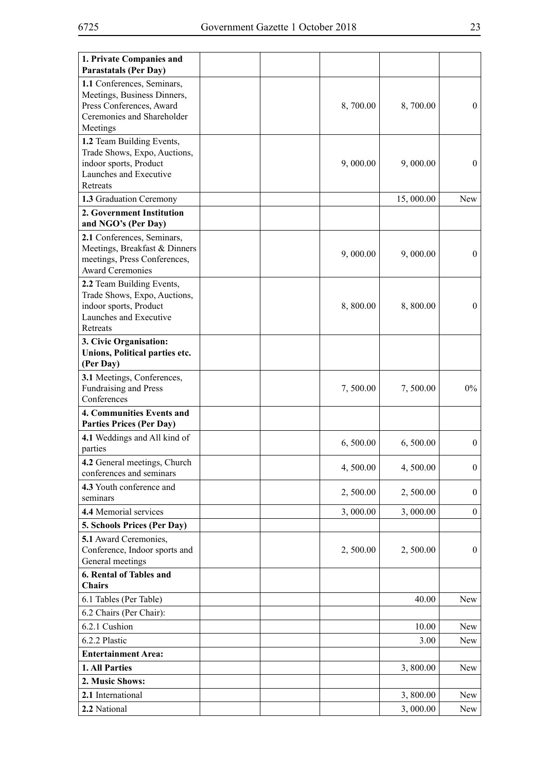| **1. Private Companies and Parastatals (Per Day)** | | | | | |
|---|---|---|---|---|---|
| **1.1** Conferences, Seminars, Meetings, Business Dinners, Press Conferences, Award Ceremonies and Shareholder Meetings | | | 8, 700.00 | 8, 700.00 | 0 |
| **1.2** Team Building Events, Trade Shows, Expo, Auctions, indoor sports, Product Launches and Executive Retreats | | | 9, 000.00 | 9, 000.00 | 0 |
| **1.3** Graduation Ceremony | | | | 15, 000.00 | New |
| **2. Government Institution and NGO's (Per Day)** | | | | | |
| **2.1** Conferences, Seminars, Meetings, Breakfast & Dinners meetings, Press Conferences, Award Ceremonies | | | 9, 000.00 | 9, 000.00 | 0 |
| **2.2** Team Building Events, Trade Shows, Expo, Auctions, indoor sports, Product Launches and Executive Retreats | | | 8, 800.00 | 8, 800.00 | 0 |
| **3. Civic Organisation: Unions, Political parties etc. (Per Day)** | | | | | |
| **3.1** Meetings, Conferences, Fundraising and Press Conferences | | | 7, 500.00 | 7, 500.00 | 0% |
| **4. Communities Events and Parties Prices (Per Day)** | | | | | |
| **4.1** Weddings and All kind of parties | | | 6, 500.00 | 6, 500.00 | 0 |
| **4.2** General meetings, Church conferences and seminars | | | 4, 500.00 | 4, 500.00 | 0 |
| **4.3** Youth conference and seminars | | | 2, 500.00 | 2, 500.00 | 0 |
| **4.4** Memorial services | | | 3, 000.00 | 3, 000.00 | 0 |
| **5. Schools Prices (Per Day)** | | | | | |
| **5.1** Award Ceremonies, Conference, Indoor sports and General meetings | | | 2, 500.00 | 2, 500.00 | 0 |
| **6. Rental of Tables and Chairs** | | | | | |
| 6.1 Tables (Per Table) | | | | 40.00 | New |
| 6.2 Chairs (Per Chair): | | | | | |
| 6.2.1 Cushion | | | | 10.00 | New |
| 6.2.2 Plastic | | | | 3.00 | New |
| **Entertainment Area:** | | | | | |
| **1. All Parties** | | | | 3, 800.00 | New |
| **2. Music Shows:** | | | | | |
| **2.1** International | | | | 3, 800.00 | New |
| **2.2** National | | | | 3, 000.00 | New |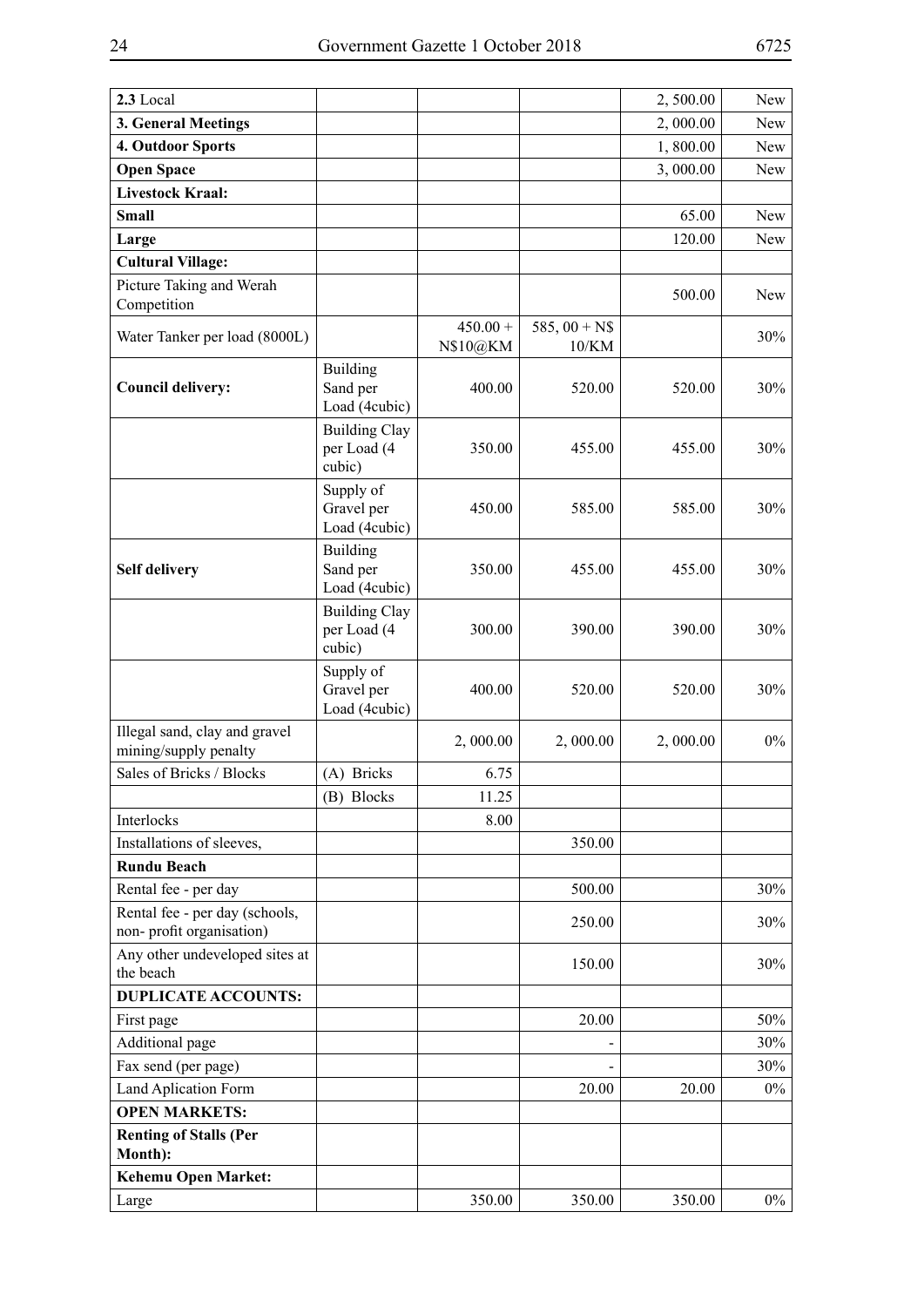| 2.3 Local | | | | 2, 500.00 | New |
|---|---|---|---|---|---|
| **3. General Meetings** | | | | 2, 000.00 | New |
| **4. Outdoor Sports** | | | | 1, 800.00 | New |
| **Open Space** | | | | 3, 000.00 | New |
| **Livestock Kraal:** | | | | | |
| **Small** | | | | 65.00 | New |
| **Large** | | | | 120.00 | New |
| **Cultural Village:** | | | | | |
| Picture Taking and Werah Competition | | | | 500.00 | New |
| Water Tanker per load (8000L) | | 450.00 + N$10@KM | 585, 00 + N$ 10/KM | | 30% |
| **Council delivery:** | Building Sand per Load (4cubic) | 400.00 | 520.00 | 520.00 | 30% |
| | Building Clay per Load (4 cubic) | 350.00 | 455.00 | 455.00 | 30% |
| | Supply of Gravel per Load (4cubic) | 450.00 | 585.00 | 585.00 | 30% |
| **Self delivery** | Building Sand per Load (4cubic) | 350.00 | 455.00 | 455.00 | 30% |
| | Building Clay per Load (4 cubic) | 300.00 | 390.00 | 390.00 | 30% |
| | Supply of Gravel per Load (4cubic) | 400.00 | 520.00 | 520.00 | 30% |
| Illegal sand, clay and gravel mining/supply penalty | | 2, 000.00 | 2, 000.00 | 2, 000.00 | 0% |
| Sales of Bricks / Blocks | (A) Bricks | 6.75 | | | |
| | (B) Blocks | 11.25 | | | |
| Interlocks | | 8.00 | | | |
| Installations of sleeves, | | | 350.00 | | |
| **Rundu Beach** | | | | | |
| Rental fee - per day | | | 500.00 | | 30% |
| Rental fee - per day (schools, non- profit organisation) | | | 250.00 | | 30% |
| Any other undeveloped sites at the beach | | | 150.00 | | 30% |
| **DUPLICATE ACCOUNTS:** | | | | | |
| First page | | | 20.00 | | 50% |
| Additional page | | | - | | 30% |
| Fax send (per page) | | | - | | 30% |
| Land Aplication Form | | | 20.00 | 20.00 | 0% |
| **OPEN MARKETS:** | | | | | |
| **Renting of Stalls (Per Month):** | | | | | |
| **Kehemu Open Market:** | | | | | |
| Large | | 350.00 | 350.00 | 350.00 | 0% |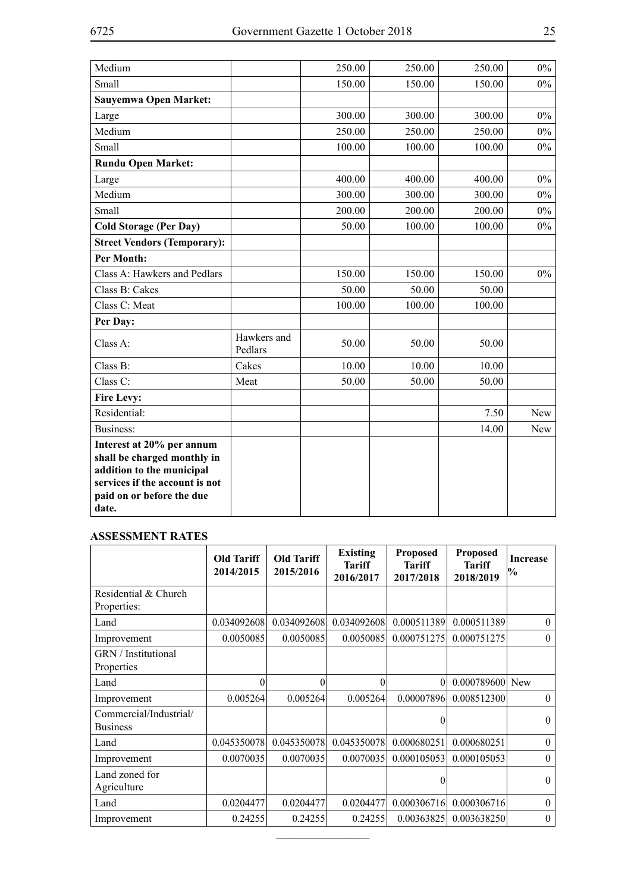| | | | | | |
|---|---|---|---|---|---|
| Medium | | 250.00 | 250.00 | 250.00 | 0% |
| Small | | 150.00 | 150.00 | 150.00 | 0% |
| **Sauyemwa Open Market:** | | | | | |
| Large | | 300.00 | 300.00 | 300.00 | 0% |
| Medium | | 250.00 | 250.00 | 250.00 | 0% |
| Small | | 100.00 | 100.00 | 100.00 | 0% |
| **Rundu Open Market:** | | | | | |
| Large | | 400.00 | 400.00 | 400.00 | 0% |
| Medium | | 300.00 | 300.00 | 300.00 | 0% |
| Small | | 200.00 | 200.00 | 200.00 | 0% |
| **Cold Storage (Per Day)** | | 50.00 | 100.00 | 100.00 | 0% |
| **Street Vendors (Temporary):** | | | | | |
| **Per Month:** | | | | | |
| Class A: Hawkers and Pedlars | | 150.00 | 150.00 | 150.00 | 0% |
| Class B: Cakes | | 50.00 | 50.00 | 50.00 | |
| Class C: Meat | | 100.00 | 100.00 | 100.00 | |
| **Per Day:** | | | | | |
| Class A: | Hawkers and Pedlars | 50.00 | 50.00 | 50.00 | |
| Class B: | Cakes | 10.00 | 10.00 | 10.00 | |
| Class C: | Meat | 50.00 | 50.00 | 50.00 | |
| **Fire Levy:** | | | | | |
| Residential: | | | | 7.50 | New |
| Business: | | | | 14.00 | New |
| **Interest at 20% per annum shall be charged monthly in addition to the municipal services if the account is not paid on or before the due date.** | | | | | |

**ASSESSMENT RATES**

| | Old Tariff 2014/2015 | Old Tariff 2015/2016 | Existing Tariff 2016/2017 | Proposed Tariff 2017/2018 | Proposed Tariff 2018/2019 | Increase % |
|---|---|---|---|---|---|---|
| Residential & Church Properties: | | | | | | |
| Land | 0.034092608 | 0.034092608 | 0.034092608 | 0.000511389 | 0.000511389 | 0 |
| Improvement | 0.0050085 | 0.0050085 | 0.0050085 | 0.000751275 | 0.000751275 | 0 |
| GRN / Institutional Properties | | | | | | |
| Land | 0 | 0 | 0 | 0 | 0.000789600 | New |
| Improvement | 0.005264 | 0.005264 | 0.005264 | 0.00007896 | 0.008512300 | 0 |
| Commercial/Industrial/ Business | | | | 0 | | 0 |
| Land | 0.045350078 | 0.045350078 | 0.045350078 | 0.000680251 | 0.000680251 | 0 |
| Improvement | 0.0070035 | 0.0070035 | 0.0070035 | 0.000105053 | 0.000105053 | 0 |
| Land zoned for Agriculture | | | | 0 | | 0 |
| Land | 0.0204477 | 0.0204477 | 0.0204477 | 0.000306716 | 0.000306716 | 0 |
| Improvement | 0.24255 | 0.24255 | 0.24255 | 0.00363825 | 0.003638250 | 0 |

________________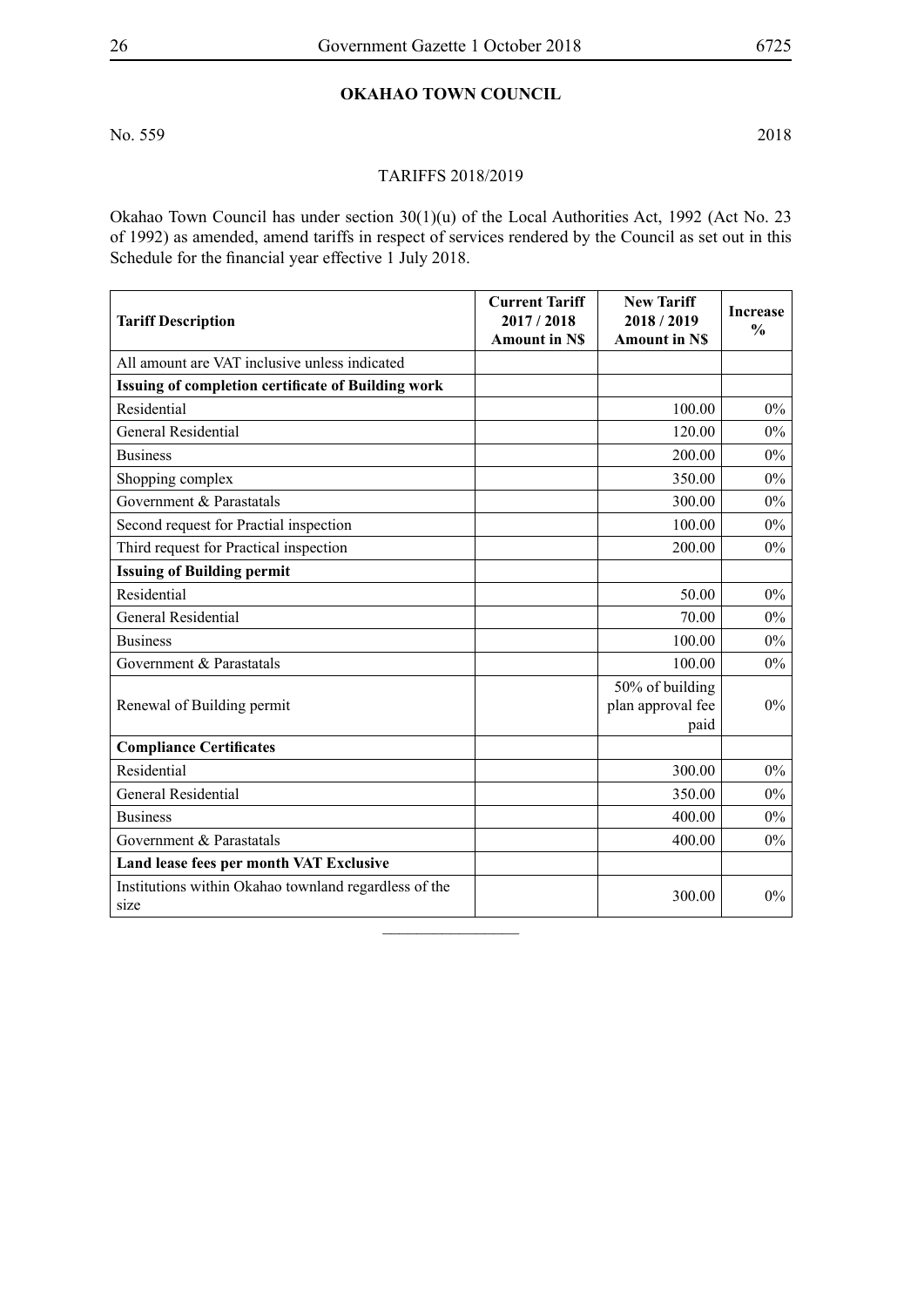## OKAHAO TOWN COUNCIL

No. 559 2018

TARIFFS 2018/2019

Okahao Town Council has under section 30(1)(u) of the Local Authorities Act, 1992 (Act No. 23 of 1992) as amended, amend tariffs in respect of services rendered by the Council as set out in this Schedule for the financial year effective 1 July 2018.

| Tariff Description | Current Tariff 2017 / 2018 Amount in N$ | New Tariff 2018 / 2019 Amount in N$ | Increase % |
|---|---|---|---|
| All amount are VAT inclusive unless indicated | | | |
| **Issuing of completion certificate of Building work** | | | |
| Residential | | 100.00 | 0% |
| General Residential | | 120.00 | 0% |
| Business | | 200.00 | 0% |
| Shopping complex | | 350.00 | 0% |
| Government & Parastatals | | 300.00 | 0% |
| Second request for Practial inspection | | 100.00 | 0% |
| Third request for Practical inspection | | 200.00 | 0% |
| **Issuing of Building permit** | | | |
| Residential | | 50.00 | 0% |
| General Residential | | 70.00 | 0% |
| Business | | 100.00 | 0% |
| Government & Parastatals | | 100.00 | 0% |
| Renewal of Building permit | | 50% of building plan approval fee paid | 0% |
| **Compliance Certificates** | | | |
| Residential | | 300.00 | 0% |
| General Residential | | 350.00 | 0% |
| Business | | 400.00 | 0% |
| Government & Parastatals | | 400.00 | 0% |
| **Land lease fees per month VAT Exclusive** | | | |
| Institutions within Okahao townland regardless of the size | | 300.00 | 0% |

________________